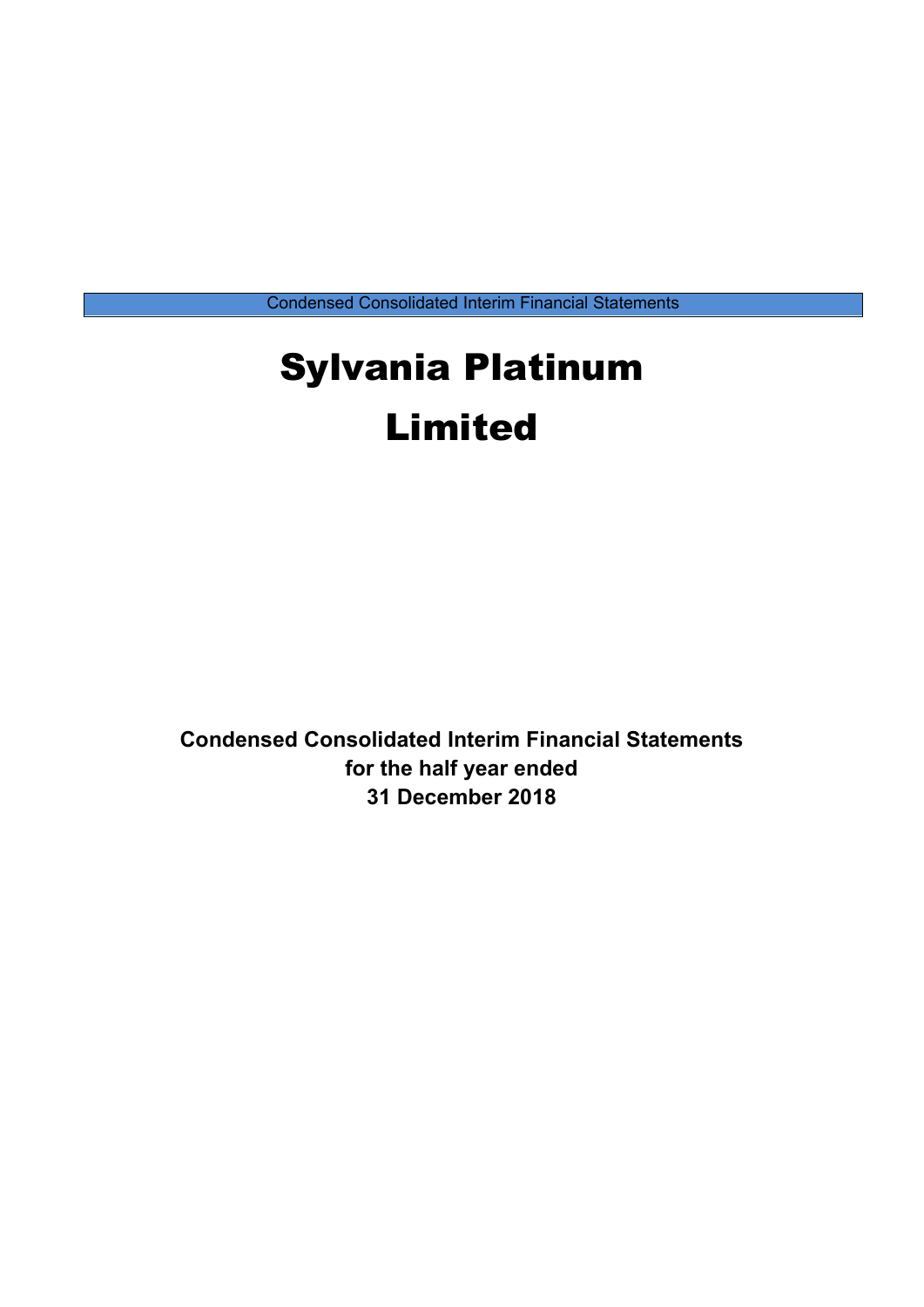Condensed Consolidated Interim Financial Statements

# Sylvania Platinum Limited

**Condensed Consolidated Interim Financial Statements**
**for the half year ended**
**31 December 2018**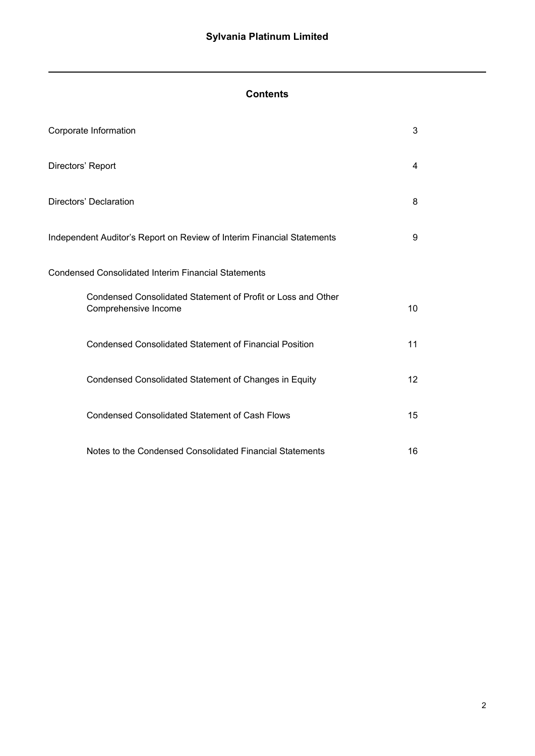## Contents

| | |
|---|---|
| Corporate Information | 3 |
| Directors' Report | 4 |
| Directors' Declaration | 8 |
| Independent Auditor's Report on Review of Interim Financial Statements | 9 |
| Condensed Consolidated Interim Financial Statements | |
| Condensed Consolidated Statement of Profit or Loss and Other Comprehensive Income | 10 |
| Condensed Consolidated Statement of Financial Position | 11 |
| Condensed Consolidated Statement of Changes in Equity | 12 |
| Condensed Consolidated Statement of Cash Flows | 15 |
| Notes to the Condensed Consolidated Financial Statements | 16 |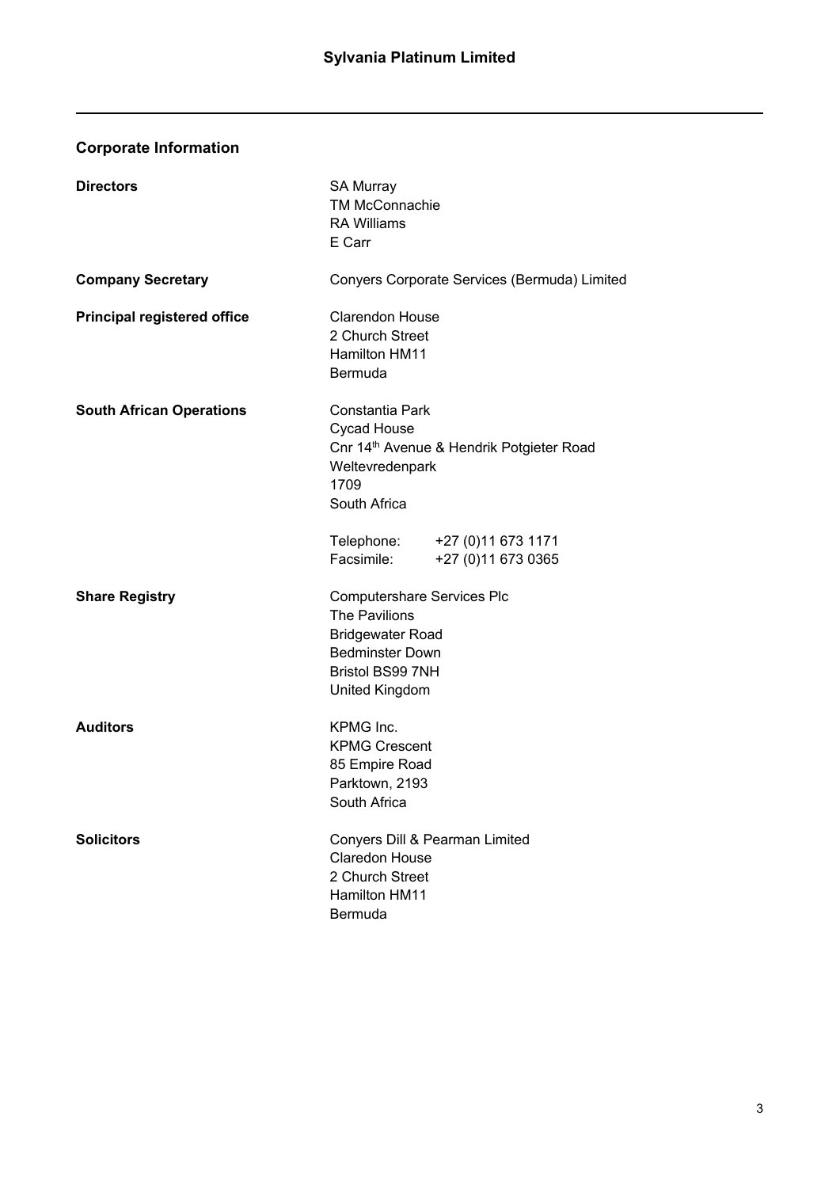# Sylvania Platinum Limited

## Corporate Information

**Directors**

SA Murray
TM McConnachie
RA Williams
E Carr

**Company Secretary**

Conyers Corporate Services (Bermuda) Limited

**Principal registered office**

Clarendon House
2 Church Street
Hamilton HM11
Bermuda

**South African Operations**

Constantia Park
Cycad House
Cnr 14th Avenue & Hendrik Potgieter Road
Weltevredenpark
1709
South Africa

Telephone: +27 (0)11 673 1171
Facsimile: +27 (0)11 673 0365

**Share Registry**

Computershare Services Plc
The Pavilions
Bridgewater Road
Bedminster Down
Bristol BS99 7NH
United Kingdom

**Auditors**

KPMG Inc.
KPMG Crescent
85 Empire Road
Parktown, 2193
South Africa

**Solicitors**

Conyers Dill & Pearman Limited
Claredon House
2 Church Street
Hamilton HM11
Bermuda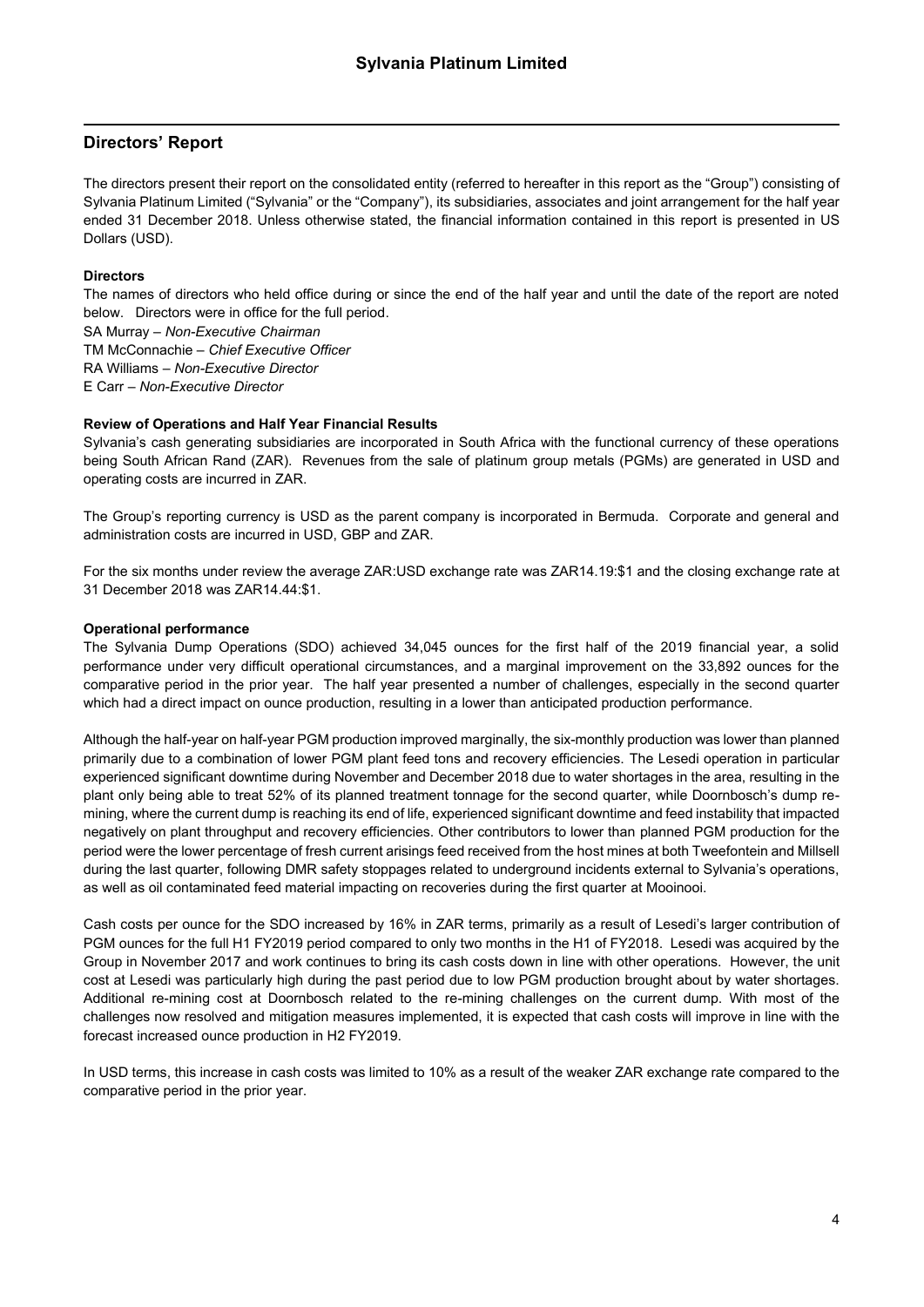## Directors' Report

The directors present their report on the consolidated entity (referred to hereafter in this report as the "Group") consisting of Sylvania Platinum Limited ("Sylvania" or the "Company"), its subsidiaries, associates and joint arrangement for the half year ended 31 December 2018. Unless otherwise stated, the financial information contained in this report is presented in US Dollars (USD).

**Directors**

The names of directors who held office during or since the end of the half year and until the date of the report are noted below. Directors were in office for the full period.

SA Murray – *Non-Executive Chairman*
TM McConnachie – *Chief Executive Officer*
RA Williams – *Non-Executive Director*
E Carr – *Non-Executive Director*

**Review of Operations and Half Year Financial Results**

Sylvania's cash generating subsidiaries are incorporated in South Africa with the functional currency of these operations being South African Rand (ZAR). Revenues from the sale of platinum group metals (PGMs) are generated in USD and operating costs are incurred in ZAR.

The Group's reporting currency is USD as the parent company is incorporated in Bermuda. Corporate and general and administration costs are incurred in USD, GBP and ZAR.

For the six months under review the average ZAR:USD exchange rate was ZAR14.19:$1 and the closing exchange rate at 31 December 2018 was ZAR14.44:$1.

**Operational performance**

The Sylvania Dump Operations (SDO) achieved 34,045 ounces for the first half of the 2019 financial year, a solid performance under very difficult operational circumstances, and a marginal improvement on the 33,892 ounces for the comparative period in the prior year. The half year presented a number of challenges, especially in the second quarter which had a direct impact on ounce production, resulting in a lower than anticipated production performance.

Although the half-year on half-year PGM production improved marginally, the six-monthly production was lower than planned primarily due to a combination of lower PGM plant feed tons and recovery efficiencies. The Lesedi operation in particular experienced significant downtime during November and December 2018 due to water shortages in the area, resulting in the plant only being able to treat 52% of its planned treatment tonnage for the second quarter, while Doornbosch's dump re-mining, where the current dump is reaching its end of life, experienced significant downtime and feed instability that impacted negatively on plant throughput and recovery efficiencies. Other contributors to lower than planned PGM production for the period were the lower percentage of fresh current arisings feed received from the host mines at both Tweefontein and Millsell during the last quarter, following DMR safety stoppages related to underground incidents external to Sylvania's operations, as well as oil contaminated feed material impacting on recoveries during the first quarter at Mooinooi.

Cash costs per ounce for the SDO increased by 16% in ZAR terms, primarily as a result of Lesedi's larger contribution of PGM ounces for the full H1 FY2019 period compared to only two months in the H1 of FY2018. Lesedi was acquired by the Group in November 2017 and work continues to bring its cash costs down in line with other operations. However, the unit cost at Lesedi was particularly high during the past period due to low PGM production brought about by water shortages. Additional re-mining cost at Doornbosch related to the re-mining challenges on the current dump. With most of the challenges now resolved and mitigation measures implemented, it is expected that cash costs will improve in line with the forecast increased ounce production in H2 FY2019.

In USD terms, this increase in cash costs was limited to 10% as a result of the weaker ZAR exchange rate compared to the comparative period in the prior year.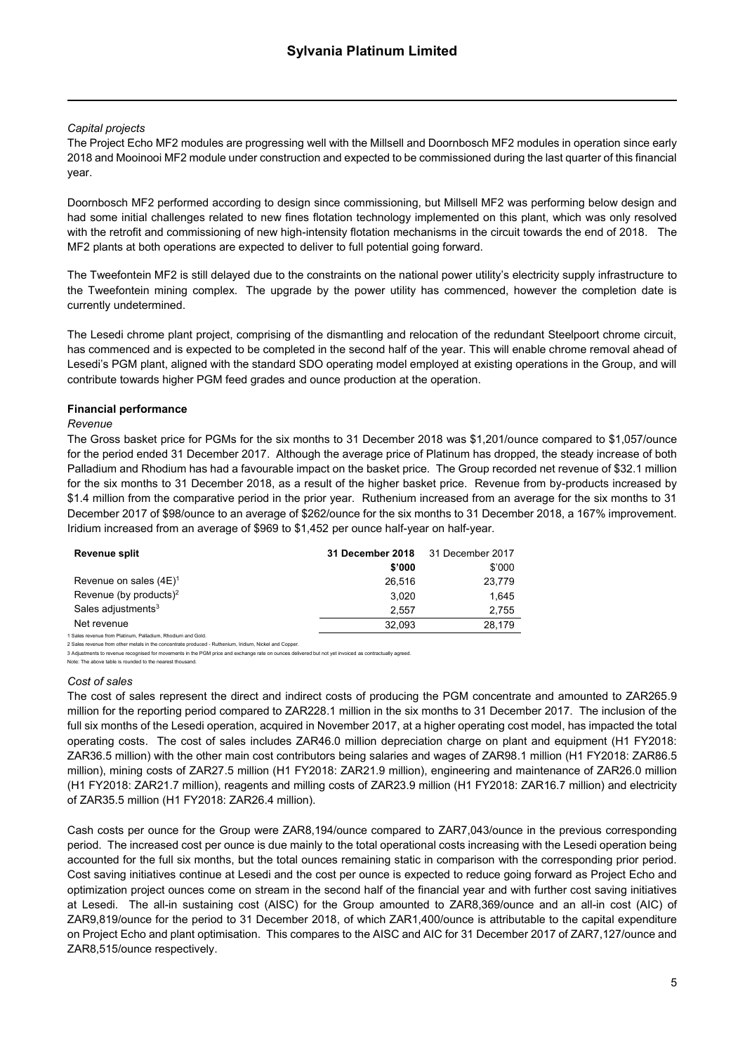*Capital projects*

The Project Echo MF2 modules are progressing well with the Millsell and Doornbosch MF2 modules in operation since early 2018 and Mooinooi MF2 module under construction and expected to be commissioned during the last quarter of this financial year.

Doornbosch MF2 performed according to design since commissioning, but Millsell MF2 was performing below design and had some initial challenges related to new fines flotation technology implemented on this plant, which was only resolved with the retrofit and commissioning of new high-intensity flotation mechanisms in the circuit towards the end of 2018. The MF2 plants at both operations are expected to deliver to full potential going forward.

The Tweefontein MF2 is still delayed due to the constraints on the national power utility's electricity supply infrastructure to the Tweefontein mining complex. The upgrade by the power utility has commenced, however the completion date is currently undetermined.

The Lesedi chrome plant project, comprising of the dismantling and relocation of the redundant Steelpoort chrome circuit, has commenced and is expected to be completed in the second half of the year. This will enable chrome removal ahead of Lesedi's PGM plant, aligned with the standard SDO operating model employed at existing operations in the Group, and will contribute towards higher PGM feed grades and ounce production at the operation.

**Financial performance**

*Revenue*

The Gross basket price for PGMs for the six months to 31 December 2018 was $1,201/ounce compared to $1,057/ounce for the period ended 31 December 2017. Although the average price of Platinum has dropped, the steady increase of both Palladium and Rhodium has had a favourable impact on the basket price. The Group recorded net revenue of $32.1 million for the six months to 31 December 2018, as a result of the higher basket price. Revenue from by-products increased by $1.4 million from the comparative period in the prior year. Ruthenium increased from an average for the six months to 31 December 2017 of $98/ounce to an average of $262/ounce for the six months to 31 December 2018, a 167% improvement. Iridium increased from an average of $969 to $1,452 per ounce half-year on half-year.

| Revenue split | 31 December 2018 | 31 December 2017 |
|---|---|---|
| | $'000 | $'000 |
| Revenue on sales (4E)[1] | 26,516 | 23,779 |
| Revenue (by products)[2] | 3,020 | 1,645 |
| Sales adjustments[3] | 2,557 | 2,755 |
| Net revenue | 32,093 | 28,179 |

1 Sales revenue from Platinum, Palladium, Rhodium and Gold.
2 Sales revenue from other metals in the concentrate produced - Ruthenium, Iridium, Nickel and Copper.
3 Adjustments to revenue recognised for movements in the PGM price and exchange rate on ounces delivered but not yet invoiced as contractually agreed.
Note: The above table is rounded to the nearest thousand.

*Cost of sales*

The cost of sales represent the direct and indirect costs of producing the PGM concentrate and amounted to ZAR265.9 million for the reporting period compared to ZAR228.1 million in the six months to 31 December 2017. The inclusion of the full six months of the Lesedi operation, acquired in November 2017, at a higher operating cost model, has impacted the total operating costs. The cost of sales includes ZAR46.0 million depreciation charge on plant and equipment (H1 FY2018: ZAR36.5 million) with the other main cost contributors being salaries and wages of ZAR98.1 million (H1 FY2018: ZAR86.5 million), mining costs of ZAR27.5 million (H1 FY2018: ZAR21.9 million), engineering and maintenance of ZAR26.0 million (H1 FY2018: ZAR21.7 million), reagents and milling costs of ZAR23.9 million (H1 FY2018: ZAR16.7 million) and electricity of ZAR35.5 million (H1 FY2018: ZAR26.4 million).

Cash costs per ounce for the Group were ZAR8,194/ounce compared to ZAR7,043/ounce in the previous corresponding period. The increased cost per ounce is due mainly to the total operational costs increasing with the Lesedi operation being accounted for the full six months, but the total ounces remaining static in comparison with the corresponding prior period. Cost saving initiatives continue at Lesedi and the cost per ounce is expected to reduce going forward as Project Echo and optimization project ounces come on stream in the second half of the financial year and with further cost saving initiatives at Lesedi. The all-in sustaining cost (AISC) for the Group amounted to ZAR8,369/ounce and an all-in cost (AIC) of ZAR9,819/ounce for the period to 31 December 2018, of which ZAR1,400/ounce is attributable to the capital expenditure on Project Echo and plant optimisation. This compares to the AISC and AIC for 31 December 2017 of ZAR7,127/ounce and ZAR8,515/ounce respectively.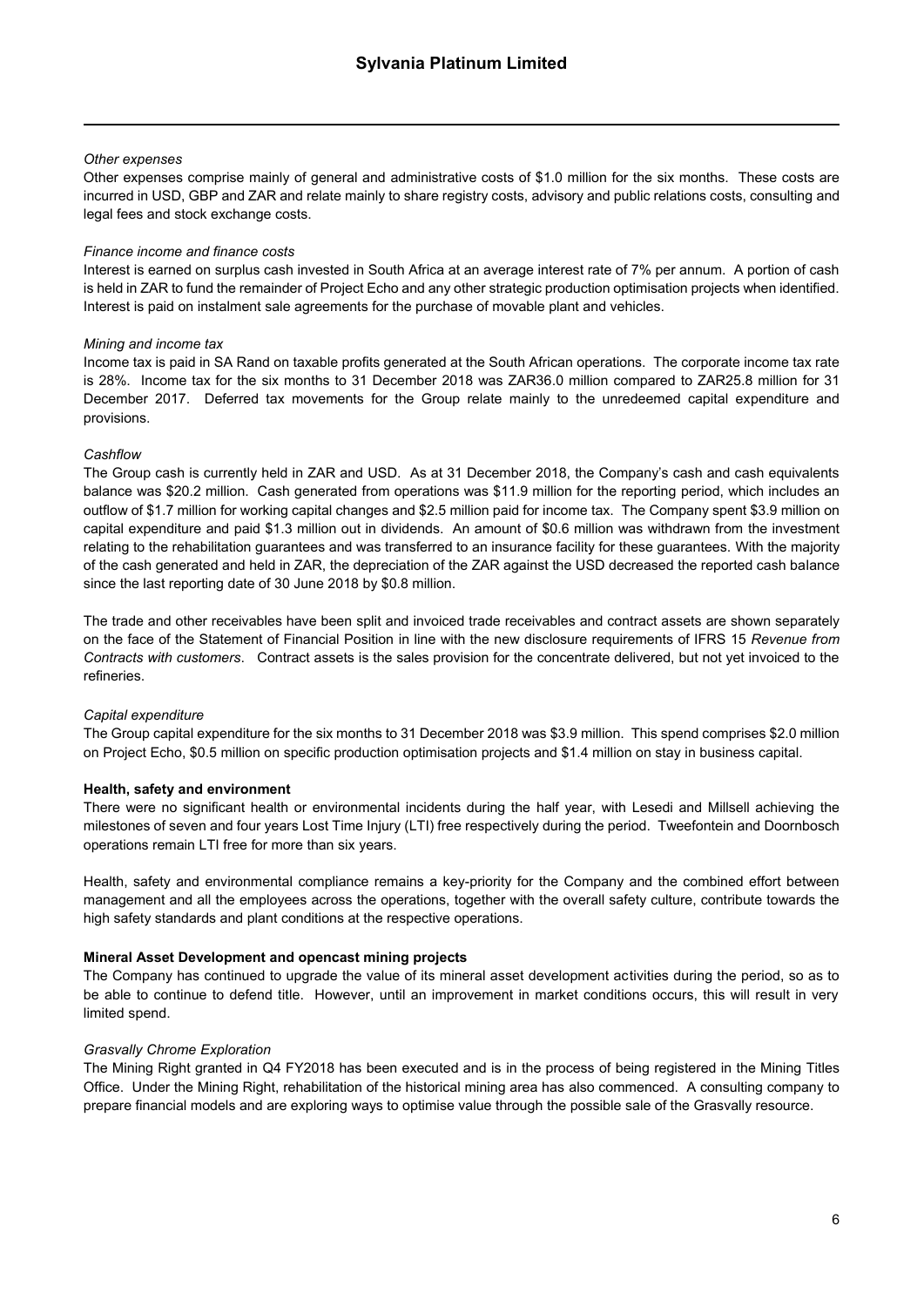*Other expenses*

Other expenses comprise mainly of general and administrative costs of $1.0 million for the six months. These costs are incurred in USD, GBP and ZAR and relate mainly to share registry costs, advisory and public relations costs, consulting and legal fees and stock exchange costs.

*Finance income and finance costs*

Interest is earned on surplus cash invested in South Africa at an average interest rate of 7% per annum. A portion of cash is held in ZAR to fund the remainder of Project Echo and any other strategic production optimisation projects when identified. Interest is paid on instalment sale agreements for the purchase of movable plant and vehicles.

*Mining and income tax*

Income tax is paid in SA Rand on taxable profits generated at the South African operations. The corporate income tax rate is 28%. Income tax for the six months to 31 December 2018 was ZAR36.0 million compared to ZAR25.8 million for 31 December 2017. Deferred tax movements for the Group relate mainly to the unredeemed capital expenditure and provisions.

*Cashflow*

The Group cash is currently held in ZAR and USD. As at 31 December 2018, the Company's cash and cash equivalents balance was $20.2 million. Cash generated from operations was $11.9 million for the reporting period, which includes an outflow of $1.7 million for working capital changes and $2.5 million paid for income tax. The Company spent $3.9 million on capital expenditure and paid $1.3 million out in dividends. An amount of $0.6 million was withdrawn from the investment relating to the rehabilitation guarantees and was transferred to an insurance facility for these guarantees. With the majority of the cash generated and held in ZAR, the depreciation of the ZAR against the USD decreased the reported cash balance since the last reporting date of 30 June 2018 by $0.8 million.

The trade and other receivables have been split and invoiced trade receivables and contract assets are shown separately on the face of the Statement of Financial Position in line with the new disclosure requirements of IFRS 15 *Revenue from Contracts with customers*. Contract assets is the sales provision for the concentrate delivered, but not yet invoiced to the refineries.

*Capital expenditure*

The Group capital expenditure for the six months to 31 December 2018 was $3.9 million. This spend comprises $2.0 million on Project Echo, $0.5 million on specific production optimisation projects and $1.4 million on stay in business capital.

**Health, safety and environment**

There were no significant health or environmental incidents during the half year, with Lesedi and Millsell achieving the milestones of seven and four years Lost Time Injury (LTI) free respectively during the period. Tweefontein and Doornbosch operations remain LTI free for more than six years.

Health, safety and environmental compliance remains a key-priority for the Company and the combined effort between management and all the employees across the operations, together with the overall safety culture, contribute towards the high safety standards and plant conditions at the respective operations.

**Mineral Asset Development and opencast mining projects**

The Company has continued to upgrade the value of its mineral asset development activities during the period, so as to be able to continue to defend title. However, until an improvement in market conditions occurs, this will result in very limited spend.

*Grasvally Chrome Exploration*

The Mining Right granted in Q4 FY2018 has been executed and is in the process of being registered in the Mining Titles Office. Under the Mining Right, rehabilitation of the historical mining area has also commenced. A consulting company to prepare financial models and are exploring ways to optimise value through the possible sale of the Grasvally resource.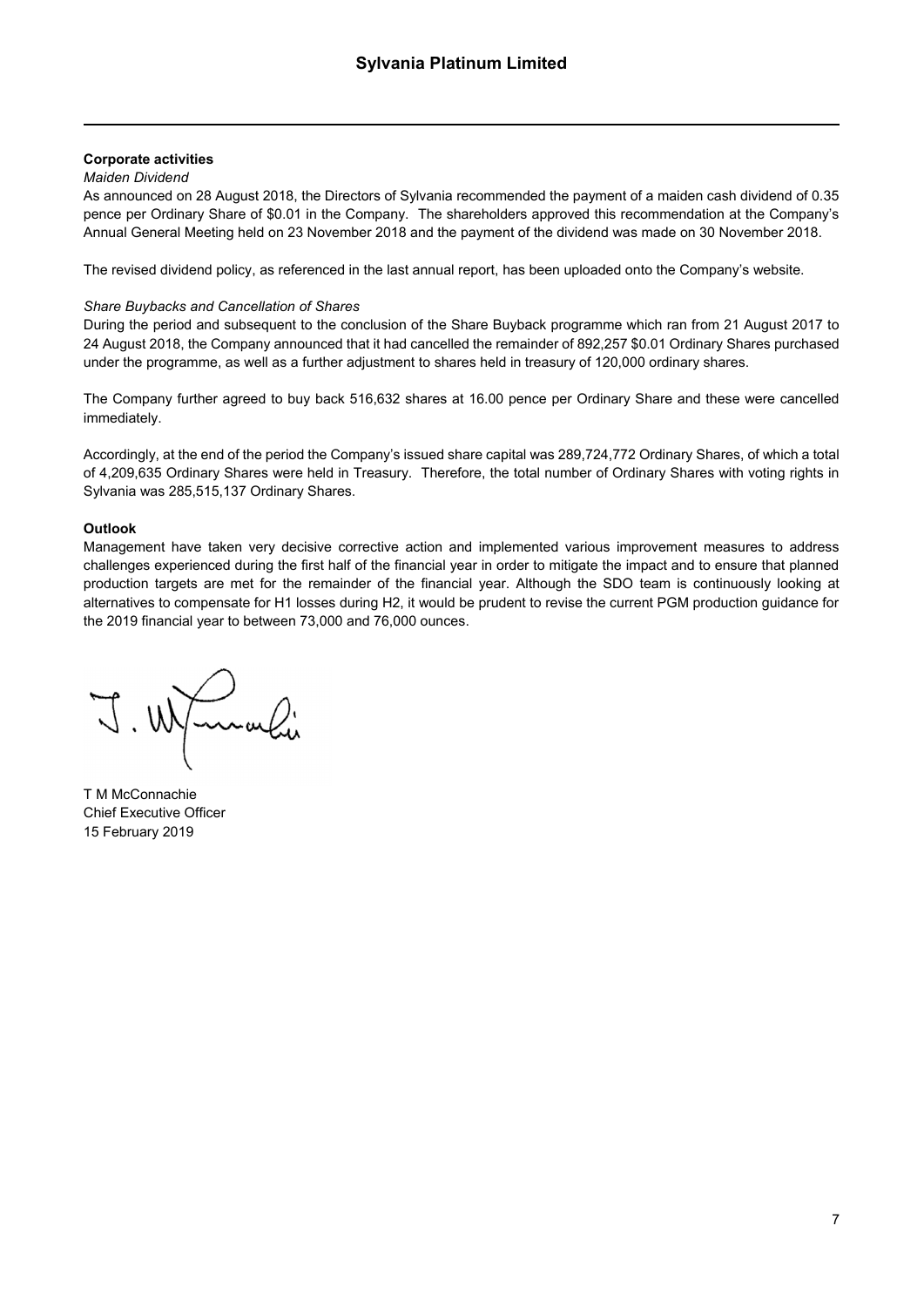### Corporate activities

*Maiden Dividend*

As announced on 28 August 2018, the Directors of Sylvania recommended the payment of a maiden cash dividend of 0.35 pence per Ordinary Share of $0.01 in the Company. The shareholders approved this recommendation at the Company's Annual General Meeting held on 23 November 2018 and the payment of the dividend was made on 30 November 2018.

The revised dividend policy, as referenced in the last annual report, has been uploaded onto the Company's website.

*Share Buybacks and Cancellation of Shares*

During the period and subsequent to the conclusion of the Share Buyback programme which ran from 21 August 2017 to 24 August 2018, the Company announced that it had cancelled the remainder of 892,257 $0.01 Ordinary Shares purchased under the programme, as well as a further adjustment to shares held in treasury of 120,000 ordinary shares.

The Company further agreed to buy back 516,632 shares at 16.00 pence per Ordinary Share and these were cancelled immediately.

Accordingly, at the end of the period the Company's issued share capital was 289,724,772 Ordinary Shares, of which a total of 4,209,635 Ordinary Shares were held in Treasury. Therefore, the total number of Ordinary Shares with voting rights in Sylvania was 285,515,137 Ordinary Shares.

### Outlook

Management have taken very decisive corrective action and implemented various improvement measures to address challenges experienced during the first half of the financial year in order to mitigate the impact and to ensure that planned production targets are met for the remainder of the financial year. Although the SDO team is continuously looking at alternatives to compensate for H1 losses during H2, it would be prudent to revise the current PGM production guidance for the 2019 financial year to between 73,000 and 76,000 ounces.

T M McConnachie
Chief Executive Officer
15 February 2019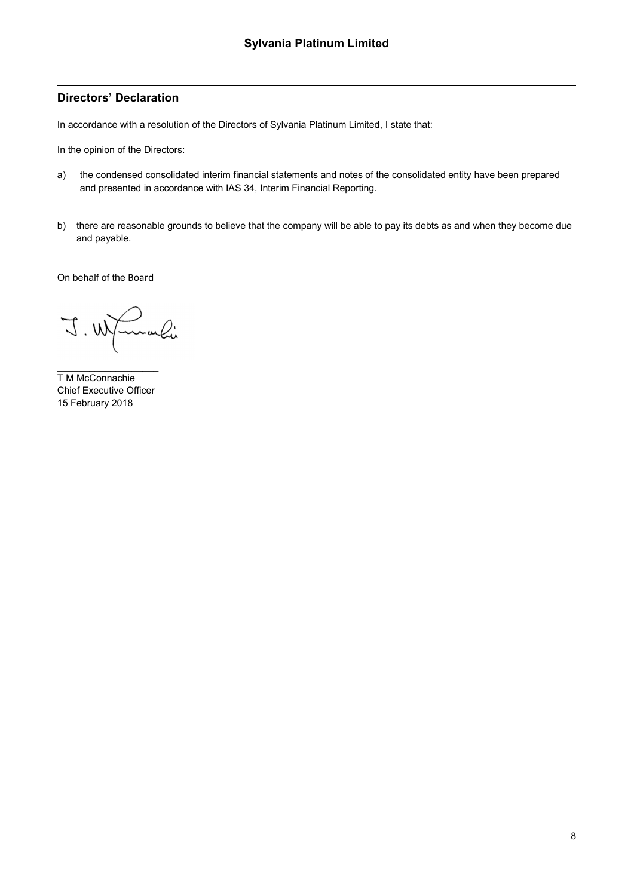## Directors' Declaration

In accordance with a resolution of the Directors of Sylvania Platinum Limited, I state that:

In the opinion of the Directors:

a) the condensed consolidated interim financial statements and notes of the consolidated entity have been prepared and presented in accordance with IAS 34, Interim Financial Reporting.

b) there are reasonable grounds to believe that the company will be able to pay its debts as and when they become due and payable.

On behalf of the Board

T M McConnachie
Chief Executive Officer
15 February 2018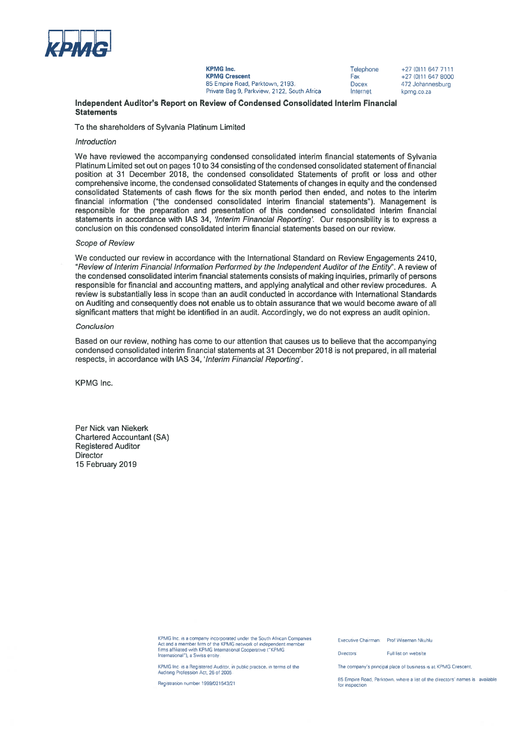KPMG

**KPMG Inc.**
**KPMG Crescent**
85 Empire Road, Parktown, 2193,
Private Bag 9, Parkview, 2122, South Africa

Telephone +27 (0)11 647 7111
Fax +27 (0)11 647 8000
Docex 472 Johannesburg
Internet kpmg.co.za

## Independent Auditor's Report on Review of Condensed Consolidated Interim Financial Statements

To the shareholders of Sylvania Platinum Limited

### *Introduction*

We have reviewed the accompanying condensed consolidated interim financial statements of Sylvania Platinum Limited set out on pages 10 to 34 consisting of the condensed consolidated statement of financial position at 31 December 2018, the condensed consolidated Statements of profit or loss and other comprehensive income, the condensed consolidated Statements of changes in equity and the condensed consolidated Statements of cash flows for the six month period then ended, and notes to the interim financial information ("the condensed consolidated interim financial statements"). Management is responsible for the preparation and presentation of this condensed consolidated interim financial statements in accordance with IAS 34, *'Interim Financial Reporting'.* Our responsibility is to express a conclusion on this condensed consolidated interim financial statements based on our review.

### *Scope of Review*

We conducted our review in accordance with the International Standard on Review Engagements 2410, "*Review of Interim Financial Information Performed by the Independent Auditor of the Entity*". A review of the condensed consolidated interim financial statements consists of making inquiries, primarily of persons responsible for financial and accounting matters, and applying analytical and other review procedures. A review is substantially less in scope than an audit conducted in accordance with International Standards on Auditing and consequently does not enable us to obtain assurance that we would become aware of all significant matters that might be identified in an audit. Accordingly, we do not express an audit opinion.

### *Conclusion*

Based on our review, nothing has come to our attention that causes us to believe that the accompanying condensed consolidated interim financial statements at 31 December 2018 is not prepared, in all material respects, in accordance with IAS 34, '*Interim Financial Reporting*'.

KPMG Inc.

Per Nick van Niekerk
Chartered Accountant (SA)
Registered Auditor
Director
15 February 2019

KPMG Inc. is a company incorporated under the South African Companies Act and a member firm of the KPMG network of independent member firms affiliated with KPMG International Cooperative ("KPMG International"), a Swiss entity.

KPMG Inc. is a Registered Auditor, in public practice, in terms of the Auditing Profession Act, 26 of 2005

Registration number 1999/021543/21

Executive Chairman: Prof Wiseman Nkuhlu

Directors: Full list on website

The company's principal place of business is at KPMG Crescent, 85 Empire Road, Parktown, where a list of the directors' names is available for inspection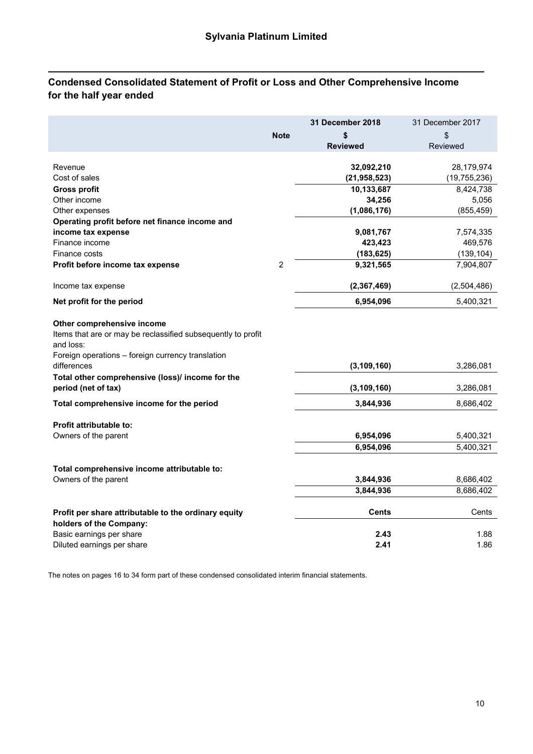## Sylvania Platinum Limited

## Condensed Consolidated Statement of Profit or Loss and Other Comprehensive Income for the half year ended

| | Note | 31 December 2018 | 31 December 2017 |
|---|---|---|---|
| | | **$** | $ |
| | | **Reviewed** | Reviewed |
| Revenue | | **32,092,210** | 28,179,974 |
| Cost of sales | | **(21,958,523)** | (19,755,236) |
| **Gross profit** | | **10,133,687** | 8,424,738 |
| Other income | | **34,256** | 5,056 |
| Other expenses | | **(1,086,176)** | (855,459) |
| **Operating profit before net finance income and income tax expense** | | **9,081,767** | 7,574,335 |
| Finance income | | **423,423** | 469,576 |
| Finance costs | | **(183,625)** | (139,104) |
| **Profit before income tax expense** | 2 | **9,321,565** | 7,904,807 |
| Income tax expense | | **(2,367,469)** | (2,504,486) |
| **Net profit for the period** | | **6,954,096** | 5,400,321 |
| **Other comprehensive income** | | | |
| Items that are or may be reclassified subsequently to profit and loss: | | | |
| Foreign operations – foreign currency translation differences | | **(3,109,160)** | 3,286,081 |
| **Total other comprehensive (loss)/ income for the period (net of tax)** | | **(3,109,160)** | 3,286,081 |
| **Total comprehensive income for the period** | | **3,844,936** | 8,686,402 |
| **Profit attributable to:** | | | |
| Owners of the parent | | **6,954,096** | 5,400,321 |
| | | **6,954,096** | 5,400,321 |
| **Total comprehensive income attributable to:** | | | |
| Owners of the parent | | **3,844,936** | 8,686,402 |
| | | **3,844,936** | 8,686,402 |
| **Profit per share attributable to the ordinary equity holders of the Company:** | | **Cents** | Cents |
| Basic earnings per share | | **2.43** | 1.88 |
| Diluted earnings per share | | **2.41** | 1.86 |

The notes on pages 16 to 34 form part of these condensed consolidated interim financial statements.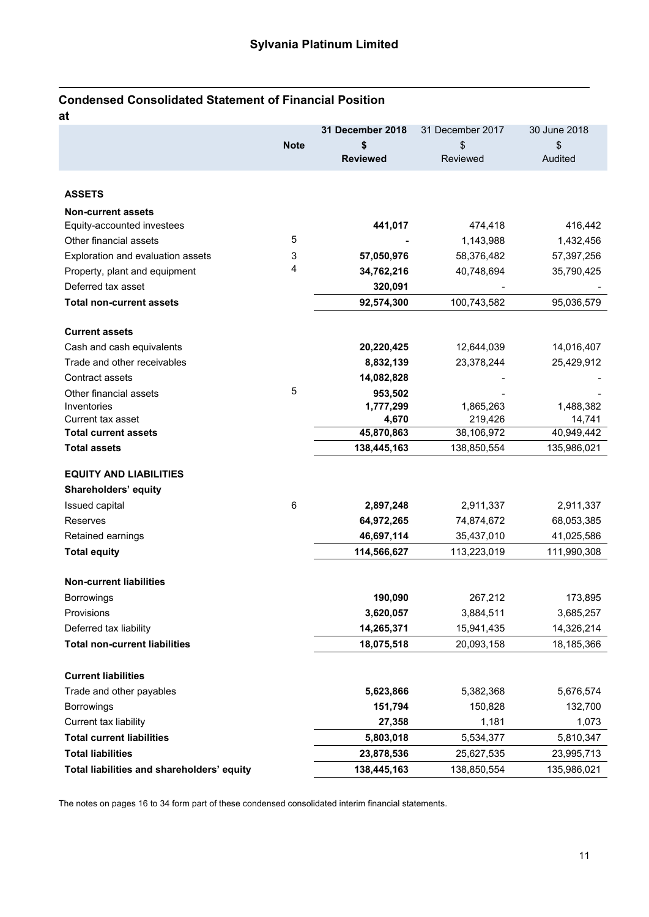# Sylvania Platinum Limited

## Condensed Consolidated Statement of Financial Position

**at**

| | **Note** | **31 December 2018** **$** **Reviewed** | 31 December 2017 $ Reviewed | 30 June 2018 $ Audited |
|---|---|---|---|---|
| **ASSETS** | | | | |
| **Non-current assets** | | | | |
| Equity-accounted investees | | **441,017** | 474,418 | 416,442 |
| Other financial assets | 5 | **-** | 1,143,988 | 1,432,456 |
| Exploration and evaluation assets | 3 | **57,050,976** | 58,376,482 | 57,397,256 |
| Property, plant and equipment | 4 | **34,762,216** | 40,748,694 | 35,790,425 |
| Deferred tax asset | | **320,091** | - | - |
| **Total non-current assets** | | **92,574,300** | 100,743,582 | 95,036,579 |
| **Current assets** | | | | |
| Cash and cash equivalents | | **20,220,425** | 12,644,039 | 14,016,407 |
| Trade and other receivables | | **8,832,139** | 23,378,244 | 25,429,912 |
| Contract assets | | **14,082,828** | - | - |
| Other financial assets | 5 | **953,502** | - | - |
| Inventories | | **1,777,299** | 1,865,263 | 1,488,382 |
| Current tax asset | | **4,670** | 219,426 | 14,741 |
| **Total current assets** | | **45,870,863** | 38,106,972 | 40,949,442 |
| **Total assets** | | **138,445,163** | 138,850,554 | 135,986,021 |
| **EQUITY AND LIABILITIES** | | | | |
| **Shareholders' equity** | | | | |
| Issued capital | 6 | **2,897,248** | 2,911,337 | 2,911,337 |
| Reserves | | **64,972,265** | 74,874,672 | 68,053,385 |
| Retained earnings | | **46,697,114** | 35,437,010 | 41,025,586 |
| **Total equity** | | **114,566,627** | 113,223,019 | 111,990,308 |
| **Non-current liabilities** | | | | |
| Borrowings | | **190,090** | 267,212 | 173,895 |
| Provisions | | **3,620,057** | 3,884,511 | 3,685,257 |
| Deferred tax liability | | **14,265,371** | 15,941,435 | 14,326,214 |
| **Total non-current liabilities** | | **18,075,518** | 20,093,158 | 18,185,366 |
| **Current liabilities** | | | | |
| Trade and other payables | | **5,623,866** | 5,382,368 | 5,676,574 |
| Borrowings | | **151,794** | 150,828 | 132,700 |
| Current tax liability | | **27,358** | 1,181 | 1,073 |
| **Total current liabilities** | | **5,803,018** | 5,534,377 | 5,810,347 |
| **Total liabilities** | | **23,878,536** | 25,627,535 | 23,995,713 |
| **Total liabilities and shareholders' equity** | | **138,445,163** | 138,850,554 | 135,986,021 |

The notes on pages 16 to 34 form part of these condensed consolidated interim financial statements.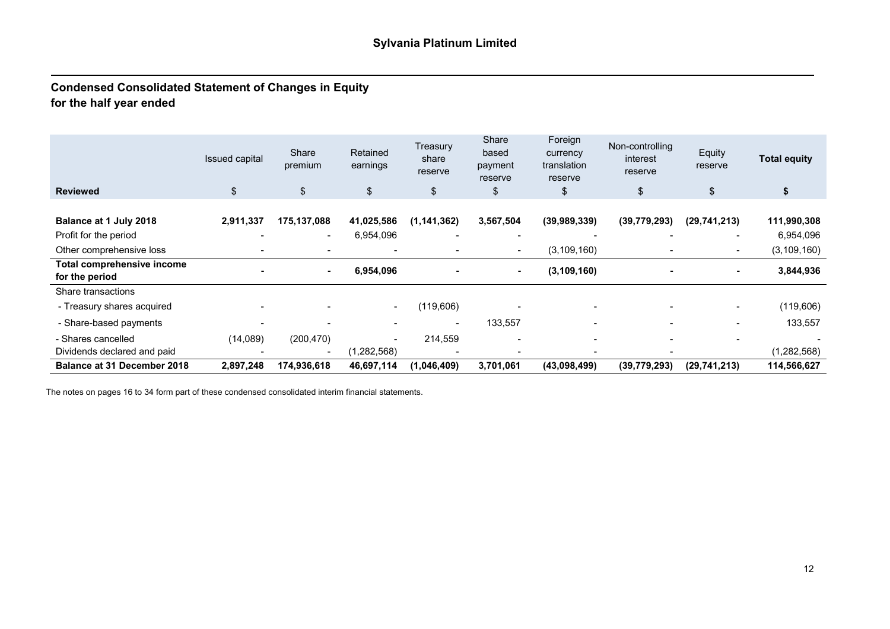## Sylvania Platinum Limited

## Condensed Consolidated Statement of Changes in Equity
## for the half year ended

| Reviewed | Issued capital<br>$ | Share premium<br>$ | Retained earnings<br>$ | Treasury share reserve<br>$ | Share based payment reserve<br>$ | Foreign currency translation reserve<br>$ | Non-controlling interest reserve<br>$ | Equity reserve<br>$ | **Total equity**<br>**$** |
|---|---|---|---|---|---|---|---|---|---|
| **Balance at 1 July 2018** | **2,911,337** | **175,137,088** | **41,025,586** | **(1,141,362)** | **3,567,504** | **(39,989,339)** | **(39,779,293)** | **(29,741,213)** | **111,990,308** |
| Profit for the period | - | - | 6,954,096 | - | - | - | - | - | 6,954,096 |
| Other comprehensive loss | - | - | - | - | - | (3,109,160) | - | - | (3,109,160) |
| **Total comprehensive income for the period** | **-** | **-** | **6,954,096** | **-** | **-** | **(3,109,160)** | **-** | **-** | **3,844,936** |
| Share transactions | | | | | | | | | |
| - Treasury shares acquired | - | - | - | (119,606) | - | - | - | - | (119,606) |
| - Share-based payments | - | - | - | - | 133,557 | - | - | - | 133,557 |
| - Shares cancelled | (14,089) | (200,470) | - | 214,559 | - | - | - | - | - |
| Dividends declared and paid | - | - | (1,282,568) | - | - | - | - | | (1,282,568) |
| **Balance at 31 December 2018** | **2,897,248** | **174,936,618** | **46,697,114** | **(1,046,409)** | **3,701,061** | **(43,098,499)** | **(39,779,293)** | **(29,741,213)** | **114,566,627** |

The notes on pages 16 to 34 form part of these condensed consolidated interim financial statements.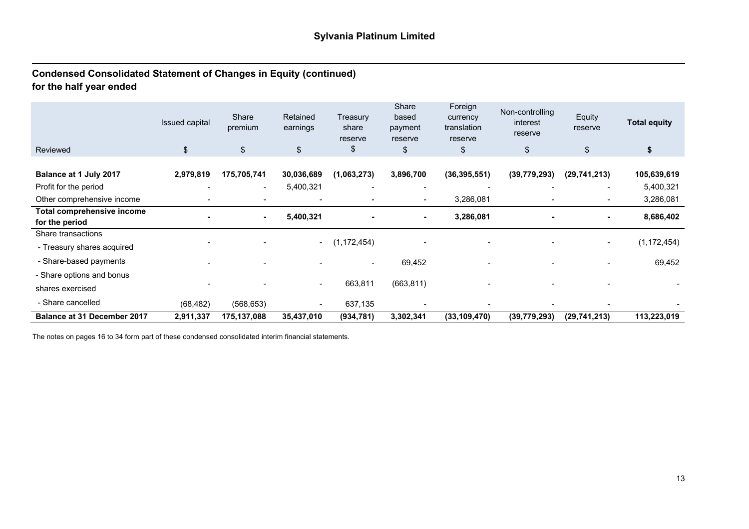## Condensed Consolidated Statement of Changes in Equity (continued)
## for the half year ended

| Reviewed | Issued capital $ | Share premium $ | Retained earnings $ | Treasury share reserve $ | Share based payment reserve $ | Foreign currency translation reserve $ | Non-controlling interest reserve $ | Equity reserve $ | **Total equity $** |
|---|---|---|---|---|---|---|---|---|---|
| **Balance at 1 July 2017** | **2,979,819** | **175,705,741** | **30,036,689** | **(1,063,273)** | **3,896,700** | **(36,395,551)** | **(39,779,293)** | **(29,741,213)** | **105,639,619** |
| Profit for the period | - | - | 5,400,321 | - | - | - | - | - | 5,400,321 |
| Other comprehensive income | - | - | - | - | - | 3,286,081 | - | - | 3,286,081 |
| **Total comprehensive income for the period** | **-** | **-** | **5,400,321** | **-** | **-** | **3,286,081** | **-** | **-** | **8,686,402** |
| Share transactions | | | | | | | | | |
| - Treasury shares acquired | - | - | - | (1,172,454) | - | - | - | - | (1,172,454) |
| - Share-based payments | - | - | - | - | 69,452 | - | - | - | 69,452 |
| - Share options and bonus shares exercised | - | - | - | 663,811 | (663,811) | - | - | - | - |
| - Share cancelled | (68,482) | (568,653) | - | 637,135 | - | - | - | - | - |
| **Balance at 31 December 2017** | **2,911,337** | **175,137,088** | **35,437,010** | **(934,781)** | **3,302,341** | **(33,109,470)** | **(39,779,293)** | **(29,741,213)** | **113,223,019** |

The notes on pages 16 to 34 form part of these condensed consolidated interim financial statements.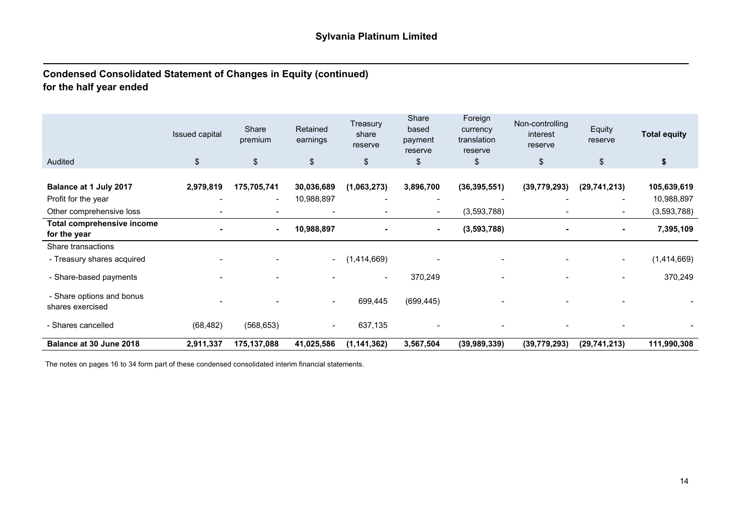## Condensed Consolidated Statement of Changes in Equity (continued)
## for the half year ended

| Audited | Issued capital $ | Share premium $ | Retained earnings $ | Treasury share reserve $ | Share based payment reserve $ | Foreign currency translation reserve $ | Non-controlling interest reserve $ | Equity reserve $ | **Total equity $** |
|---|---|---|---|---|---|---|---|---|---|
| **Balance at 1 July 2017** | **2,979,819** | **175,705,741** | **30,036,689** | **(1,063,273)** | **3,896,700** | **(36,395,551)** | **(39,779,293)** | **(29,741,213)** | **105,639,619** |
| Profit for the year | - | - | 10,988,897 | - | - | - | - | - | 10,988,897 |
| Other comprehensive loss | - | - | - | - | - | (3,593,788) | - | - | (3,593,788) |
| **Total comprehensive income for the year** | **-** | **-** | **10,988,897** | **-** | **-** | **(3,593,788)** | **-** | **-** | **7,395,109** |
| Share transactions | | | | | | | | | |
| - Treasury shares acquired | - | - | - | (1,414,669) | - | - | - | - | (1,414,669) |
| - Share-based payments | - | - | - | - | 370,249 | - | - | - | 370,249 |
| - Share options and bonus shares exercised | - | - | - | 699,445 | (699,445) | - | - | - | - |
| - Shares cancelled | (68,482) | (568,653) | - | 637,135 | - | - | - | - | - |
| **Balance at 30 June 2018** | **2,911,337** | **175,137,088** | **41,025,586** | **(1,141,362)** | **3,567,504** | **(39,989,339)** | **(39,779,293)** | **(29,741,213)** | **111,990,308** |

The notes on pages 16 to 34 form part of these condensed consolidated interim financial statements.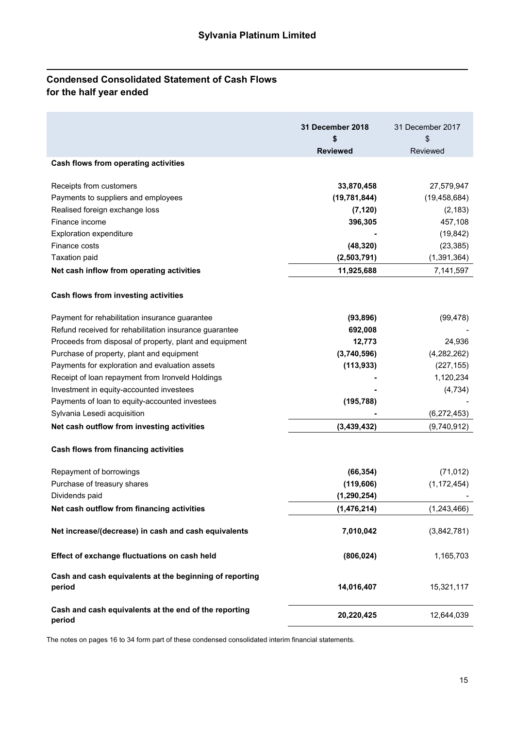# Sylvania Platinum Limited

## Condensed Consolidated Statement of Cash Flows for the half year ended

| | 31 December 2018<br>$<br>**Reviewed** | 31 December 2017<br>$<br>Reviewed |
|---|---|---|
| **Cash flows from operating activities** | | |
| Receipts from customers | **33,870,458** | 27,579,947 |
| Payments to suppliers and employees | **(19,781,844)** | (19,458,684) |
| Realised foreign exchange loss | **(7,120)** | (2,183) |
| Finance income | **396,305** | 457,108 |
| Exploration expenditure | **-** | (19,842) |
| Finance costs | **(48,320)** | (23,385) |
| Taxation paid | **(2,503,791)** | (1,391,364) |
| **Net cash inflow from operating activities** | **11,925,688** | 7,141,597 |
| **Cash flows from investing activities** | | |
| Payment for rehabilitation insurance guarantee | **(93,896)** | (99,478) |
| Refund received for rehabilitation insurance guarantee | **692,008** | - |
| Proceeds from disposal of property, plant and equipment | **12,773** | 24,936 |
| Purchase of property, plant and equipment | **(3,740,596)** | (4,282,262) |
| Payments for exploration and evaluation assets | **(113,933)** | (227,155) |
| Receipt of loan repayment from Ironveld Holdings | **-** | 1,120,234 |
| Investment in equity-accounted investees | **-** | (4,734) |
| Payments of loan to equity-accounted investees | **(195,788)** | - |
| Sylvania Lesedi acquisition | **-** | (6,272,453) |
| **Net cash outflow from investing activities** | **(3,439,432)** | (9,740,912) |
| **Cash flows from financing activities** | | |
| Repayment of borrowings | **(66,354)** | (71,012) |
| Purchase of treasury shares | **(119,606)** | (1,172,454) |
| Dividends paid | **(1,290,254)** | - |
| **Net cash outflow from financing activities** | **(1,476,214)** | (1,243,466) |
| **Net increase/(decrease) in cash and cash equivalents** | **7,010,042** | (3,842,781) |
| **Effect of exchange fluctuations on cash held** | **(806,024)** | 1,165,703 |
| **Cash and cash equivalents at the beginning of reporting period** | **14,016,407** | 15,321,117 |
| **Cash and cash equivalents at the end of the reporting period** | **20,220,425** | 12,644,039 |

The notes on pages 16 to 34 form part of these condensed consolidated interim financial statements.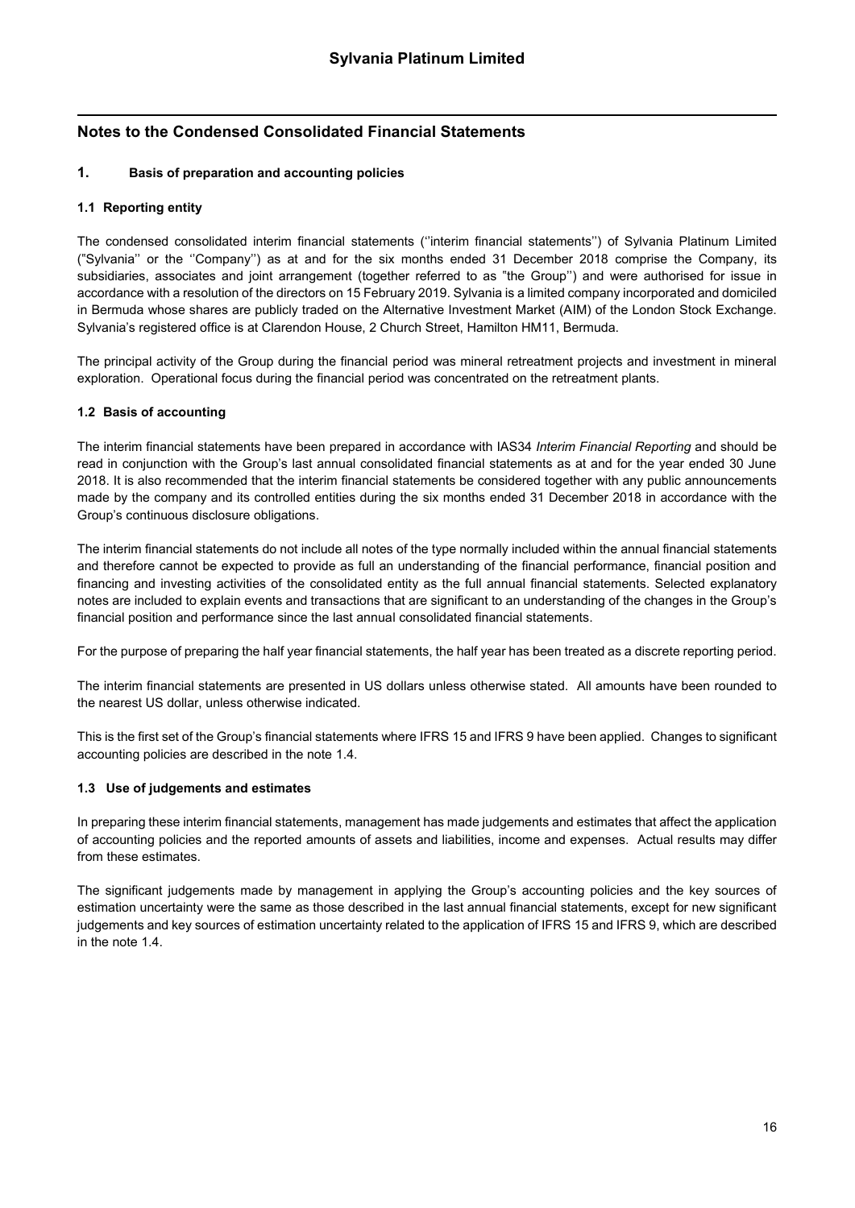# Notes to the Condensed Consolidated Financial Statements

## 1. Basis of preparation and accounting policies

### 1.1 Reporting entity

The condensed consolidated interim financial statements (''interim financial statements'') of Sylvania Platinum Limited ("Sylvania'' or the ''Company'') as at and for the six months ended 31 December 2018 comprise the Company, its subsidiaries, associates and joint arrangement (together referred to as "the Group'') and were authorised for issue in accordance with a resolution of the directors on 15 February 2019. Sylvania is a limited company incorporated and domiciled in Bermuda whose shares are publicly traded on the Alternative Investment Market (AIM) of the London Stock Exchange. Sylvania's registered office is at Clarendon House, 2 Church Street, Hamilton HM11, Bermuda.

The principal activity of the Group during the financial period was mineral retreatment projects and investment in mineral exploration. Operational focus during the financial period was concentrated on the retreatment plants.

### 1.2 Basis of accounting

The interim financial statements have been prepared in accordance with IAS34 *Interim Financial Reporting* and should be read in conjunction with the Group's last annual consolidated financial statements as at and for the year ended 30 June 2018. It is also recommended that the interim financial statements be considered together with any public announcements made by the company and its controlled entities during the six months ended 31 December 2018 in accordance with the Group's continuous disclosure obligations.

The interim financial statements do not include all notes of the type normally included within the annual financial statements and therefore cannot be expected to provide as full an understanding of the financial performance, financial position and financing and investing activities of the consolidated entity as the full annual financial statements. Selected explanatory notes are included to explain events and transactions that are significant to an understanding of the changes in the Group's financial position and performance since the last annual consolidated financial statements.

For the purpose of preparing the half year financial statements, the half year has been treated as a discrete reporting period.

The interim financial statements are presented in US dollars unless otherwise stated. All amounts have been rounded to the nearest US dollar, unless otherwise indicated.

This is the first set of the Group's financial statements where IFRS 15 and IFRS 9 have been applied. Changes to significant accounting policies are described in the note 1.4.

### 1.3 Use of judgements and estimates

In preparing these interim financial statements, management has made judgements and estimates that affect the application of accounting policies and the reported amounts of assets and liabilities, income and expenses. Actual results may differ from these estimates.

The significant judgements made by management in applying the Group's accounting policies and the key sources of estimation uncertainty were the same as those described in the last annual financial statements, except for new significant judgements and key sources of estimation uncertainty related to the application of IFRS 15 and IFRS 9, which are described in the note 1.4.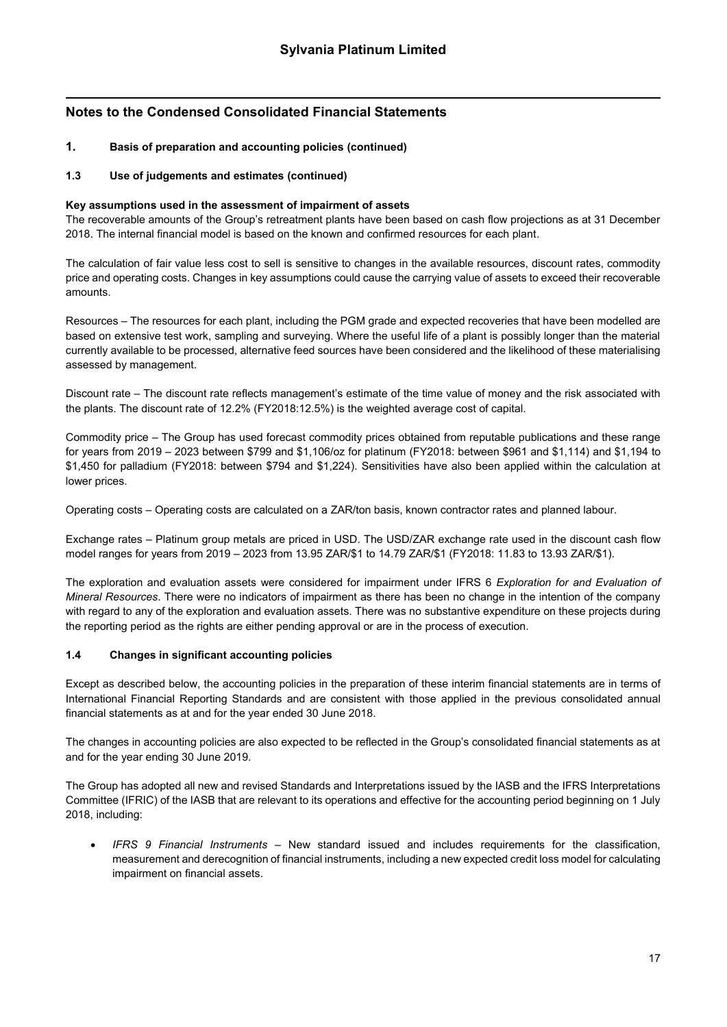## Notes to the Condensed Consolidated Financial Statements

### 1. Basis of preparation and accounting policies (continued)

#### 1.3 Use of judgements and estimates (continued)

**Key assumptions used in the assessment of impairment of assets**

The recoverable amounts of the Group's retreatment plants have been based on cash flow projections as at 31 December 2018. The internal financial model is based on the known and confirmed resources for each plant.

The calculation of fair value less cost to sell is sensitive to changes in the available resources, discount rates, commodity price and operating costs. Changes in key assumptions could cause the carrying value of assets to exceed their recoverable amounts.

Resources – The resources for each plant, including the PGM grade and expected recoveries that have been modelled are based on extensive test work, sampling and surveying. Where the useful life of a plant is possibly longer than the material currently available to be processed, alternative feed sources have been considered and the likelihood of these materialising assessed by management.

Discount rate – The discount rate reflects management's estimate of the time value of money and the risk associated with the plants. The discount rate of 12.2% (FY2018:12.5%) is the weighted average cost of capital.

Commodity price – The Group has used forecast commodity prices obtained from reputable publications and these range for years from 2019 – 2023 between $799 and $1,106/oz for platinum (FY2018: between $961 and $1,114) and $1,194 to $1,450 for palladium (FY2018: between $794 and $1,224). Sensitivities have also been applied within the calculation at lower prices.

Operating costs – Operating costs are calculated on a ZAR/ton basis, known contractor rates and planned labour.

Exchange rates – Platinum group metals are priced in USD. The USD/ZAR exchange rate used in the discount cash flow model ranges for years from 2019 – 2023 from 13.95 ZAR/$1 to 14.79 ZAR/$1 (FY2018: 11.83 to 13.93 ZAR/$1).

The exploration and evaluation assets were considered for impairment under IFRS 6 *Exploration for and Evaluation of Mineral Resources*. There were no indicators of impairment as there has been no change in the intention of the company with regard to any of the exploration and evaluation assets. There was no substantive expenditure on these projects during the reporting period as the rights are either pending approval or are in the process of execution.

#### 1.4 Changes in significant accounting policies

Except as described below, the accounting policies in the preparation of these interim financial statements are in terms of International Financial Reporting Standards and are consistent with those applied in the previous consolidated annual financial statements as at and for the year ended 30 June 2018.

The changes in accounting policies are also expected to be reflected in the Group's consolidated financial statements as at and for the year ending 30 June 2019.

The Group has adopted all new and revised Standards and Interpretations issued by the IASB and the IFRS Interpretations Committee (IFRIC) of the IASB that are relevant to its operations and effective for the accounting period beginning on 1 July 2018, including:

- *IFRS 9 Financial Instruments* – New standard issued and includes requirements for the classification, measurement and derecognition of financial instruments, including a new expected credit loss model for calculating impairment on financial assets.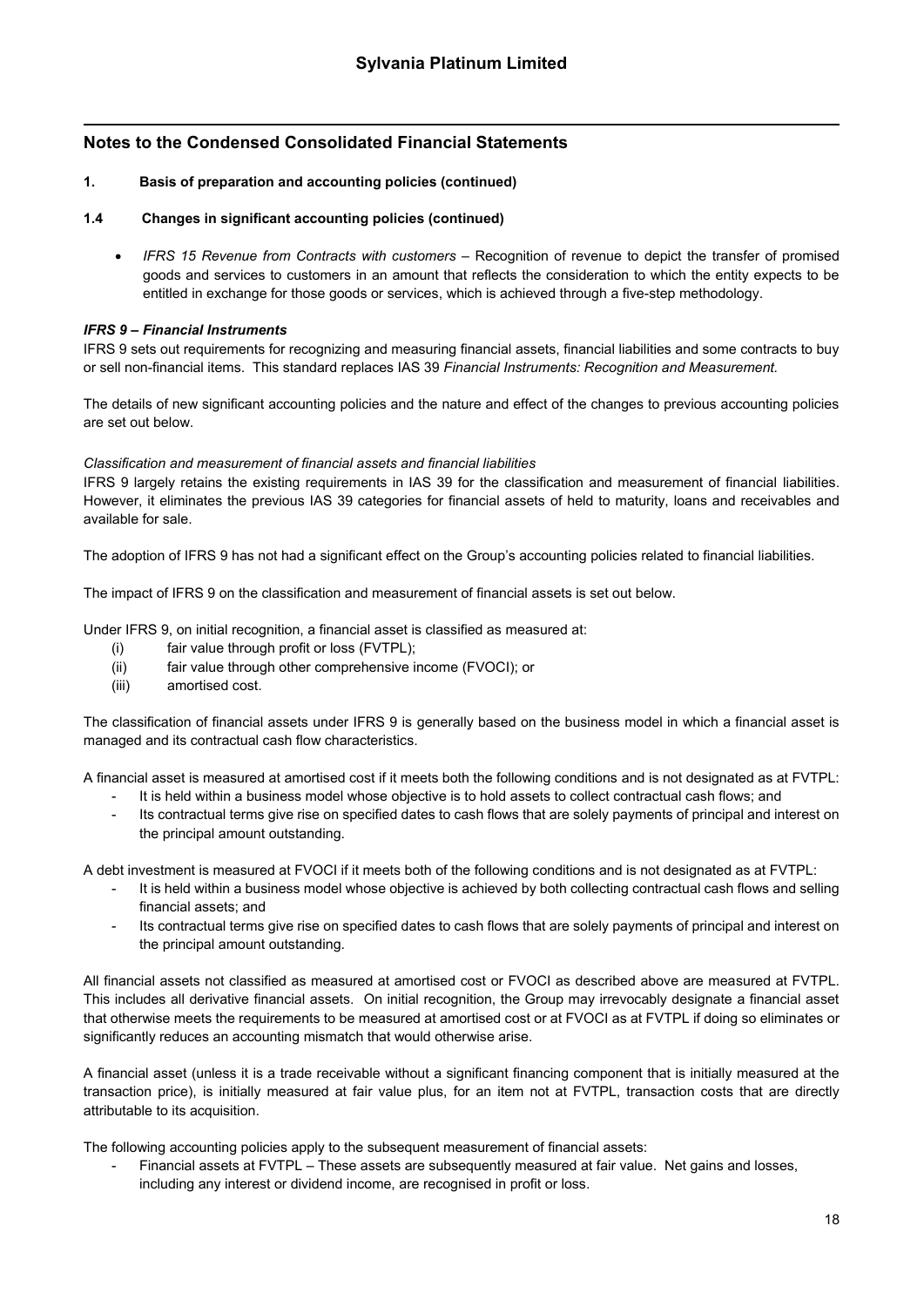## Notes to the Condensed Consolidated Financial Statements

**1. Basis of preparation and accounting policies (continued)**

**1.4 Changes in significant accounting policies (continued)**

- *IFRS 15 Revenue from Contracts with customers* – Recognition of revenue to depict the transfer of promised goods and services to customers in an amount that reflects the consideration to which the entity expects to be entitled in exchange for those goods or services, which is achieved through a five-step methodology.

***IFRS 9 – Financial Instruments***

IFRS 9 sets out requirements for recognizing and measuring financial assets, financial liabilities and some contracts to buy or sell non-financial items. This standard replaces IAS 39 *Financial Instruments: Recognition and Measurement.*

The details of new significant accounting policies and the nature and effect of the changes to previous accounting policies are set out below.

*Classification and measurement of financial assets and financial liabilities*

IFRS 9 largely retains the existing requirements in IAS 39 for the classification and measurement of financial liabilities. However, it eliminates the previous IAS 39 categories for financial assets of held to maturity, loans and receivables and available for sale.

The adoption of IFRS 9 has not had a significant effect on the Group's accounting policies related to financial liabilities.

The impact of IFRS 9 on the classification and measurement of financial assets is set out below.

Under IFRS 9, on initial recognition, a financial asset is classified as measured at:

(i) fair value through profit or loss (FVTPL);
(ii) fair value through other comprehensive income (FVOCI); or
(iii) amortised cost.

The classification of financial assets under IFRS 9 is generally based on the business model in which a financial asset is managed and its contractual cash flow characteristics.

A financial asset is measured at amortised cost if it meets both the following conditions and is not designated as at FVTPL:

- It is held within a business model whose objective is to hold assets to collect contractual cash flows; and
- Its contractual terms give rise on specified dates to cash flows that are solely payments of principal and interest on the principal amount outstanding.

A debt investment is measured at FVOCI if it meets both of the following conditions and is not designated as at FVTPL:

- It is held within a business model whose objective is achieved by both collecting contractual cash flows and selling financial assets; and
- Its contractual terms give rise on specified dates to cash flows that are solely payments of principal and interest on the principal amount outstanding.

All financial assets not classified as measured at amortised cost or FVOCI as described above are measured at FVTPL. This includes all derivative financial assets. On initial recognition, the Group may irrevocably designate a financial asset that otherwise meets the requirements to be measured at amortised cost or at FVOCI as at FVTPL if doing so eliminates or significantly reduces an accounting mismatch that would otherwise arise.

A financial asset (unless it is a trade receivable without a significant financing component that is initially measured at the transaction price), is initially measured at fair value plus, for an item not at FVTPL, transaction costs that are directly attributable to its acquisition.

The following accounting policies apply to the subsequent measurement of financial assets:

- Financial assets at FVTPL – These assets are subsequently measured at fair value. Net gains and losses, including any interest or dividend income, are recognised in profit or loss.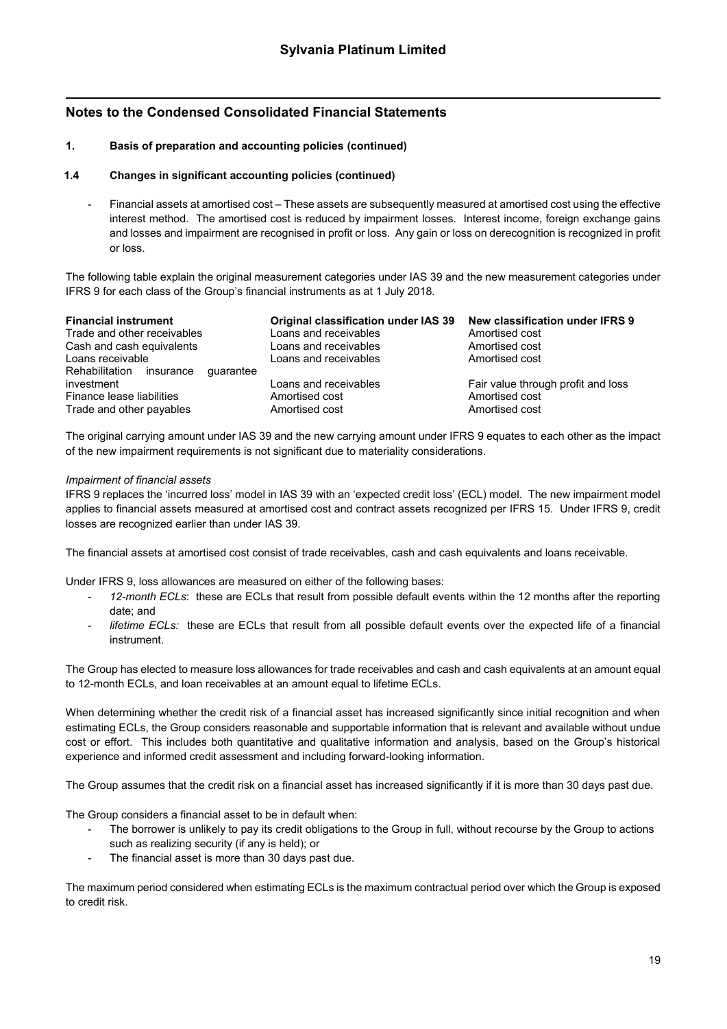# Sylvania Platinum Limited

## Notes to the Condensed Consolidated Financial Statements

### 1. Basis of preparation and accounting policies (continued)

#### 1.4 Changes in significant accounting policies (continued)

- Financial assets at amortised cost – These assets are subsequently measured at amortised cost using the effective interest method. The amortised cost is reduced by impairment losses. Interest income, foreign exchange gains and losses and impairment are recognised in profit or loss. Any gain or loss on derecognition is recognized in profit or loss.

The following table explain the original measurement categories under IAS 39 and the new measurement categories under IFRS 9 for each class of the Group's financial instruments as at 1 July 2018.

| Financial instrument | Original classification under IAS 39 | New classification under IFRS 9 |
|---|---|---|
| Trade and other receivables | Loans and receivables | Amortised cost |
| Cash and cash equivalents | Loans and receivables | Amortised cost |
| Loans receivable | Loans and receivables | Amortised cost |
| Rehabilitation insurance guarantee investment | Loans and receivables | Fair value through profit and loss |
| Finance lease liabilities | Amortised cost | Amortised cost |
| Trade and other payables | Amortised cost | Amortised cost |

The original carrying amount under IAS 39 and the new carrying amount under IFRS 9 equates to each other as the impact of the new impairment requirements is not significant due to materiality considerations.

*Impairment of financial assets*

IFRS 9 replaces the 'incurred loss' model in IAS 39 with an 'expected credit loss' (ECL) model. The new impairment model applies to financial assets measured at amortised cost and contract assets recognized per IFRS 15. Under IFRS 9, credit losses are recognized earlier than under IAS 39.

The financial assets at amortised cost consist of trade receivables, cash and cash equivalents and loans receivable.

Under IFRS 9, loss allowances are measured on either of the following bases:

- *12-month ECLs*: these are ECLs that result from possible default events within the 12 months after the reporting date; and
- *lifetime ECLs:* these are ECLs that result from all possible default events over the expected life of a financial instrument.

The Group has elected to measure loss allowances for trade receivables and cash and cash equivalents at an amount equal to 12-month ECLs, and loan receivables at an amount equal to lifetime ECLs.

When determining whether the credit risk of a financial asset has increased significantly since initial recognition and when estimating ECLs, the Group considers reasonable and supportable information that is relevant and available without undue cost or effort. This includes both quantitative and qualitative information and analysis, based on the Group's historical experience and informed credit assessment and including forward-looking information.

The Group assumes that the credit risk on a financial asset has increased significantly if it is more than 30 days past due.

The Group considers a financial asset to be in default when:

- The borrower is unlikely to pay its credit obligations to the Group in full, without recourse by the Group to actions such as realizing security (if any is held); or
- The financial asset is more than 30 days past due.

The maximum period considered when estimating ECLs is the maximum contractual period over which the Group is exposed to credit risk.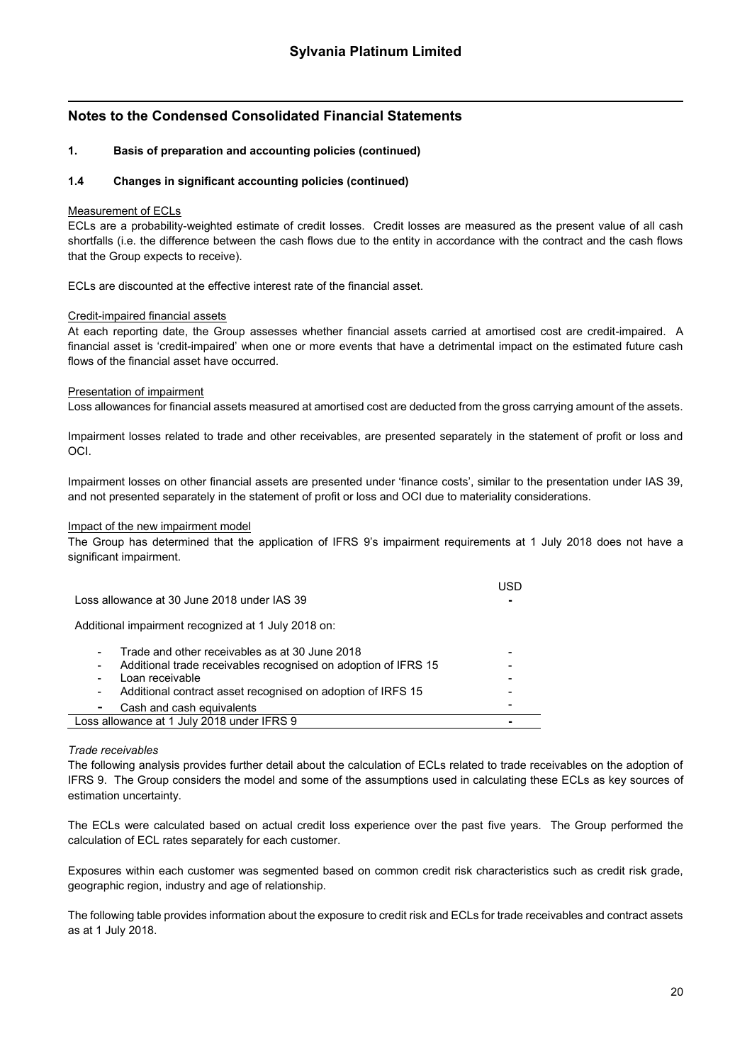## Notes to the Condensed Consolidated Financial Statements

### 1. Basis of preparation and accounting policies (continued)

### 1.4 Changes in significant accounting policies (continued)

Measurement of ECLs

ECLs are a probability-weighted estimate of credit losses. Credit losses are measured as the present value of all cash shortfalls (i.e. the difference between the cash flows due to the entity in accordance with the contract and the cash flows that the Group expects to receive).

ECLs are discounted at the effective interest rate of the financial asset.

Credit-impaired financial assets

At each reporting date, the Group assesses whether financial assets carried at amortised cost are credit-impaired. A financial asset is 'credit-impaired' when one or more events that have a detrimental impact on the estimated future cash flows of the financial asset have occurred.

Presentation of impairment

Loss allowances for financial assets measured at amortised cost are deducted from the gross carrying amount of the assets.

Impairment losses related to trade and other receivables, are presented separately in the statement of profit or loss and OCI.

Impairment losses on other financial assets are presented under 'finance costs', similar to the presentation under IAS 39, and not presented separately in the statement of profit or loss and OCI due to materiality considerations.

Impact of the new impairment model

The Group has determined that the application of IFRS 9's impairment requirements at 1 July 2018 does not have a significant impairment.

| | USD |
|---|---|
| Loss allowance at 30 June 2018 under IAS 39 | - |
| Additional impairment recognized at 1 July 2018 on: | |
| - Trade and other receivables as at 30 June 2018 | - |
| - Additional trade receivables recognised on adoption of IFRS 15 | - |
| - Loan receivable | - |
| - Additional contract asset recognised on adoption of IRFS 15 | - |
| - Cash and cash equivalents | - |
| Loss allowance at 1 July 2018 under IFRS 9 | - |

*Trade receivables*

The following analysis provides further detail about the calculation of ECLs related to trade receivables on the adoption of IFRS 9. The Group considers the model and some of the assumptions used in calculating these ECLs as key sources of estimation uncertainty.

The ECLs were calculated based on actual credit loss experience over the past five years. The Group performed the calculation of ECL rates separately for each customer.

Exposures within each customer was segmented based on common credit risk characteristics such as credit risk grade, geographic region, industry and age of relationship.

The following table provides information about the exposure to credit risk and ECLs for trade receivables and contract assets as at 1 July 2018.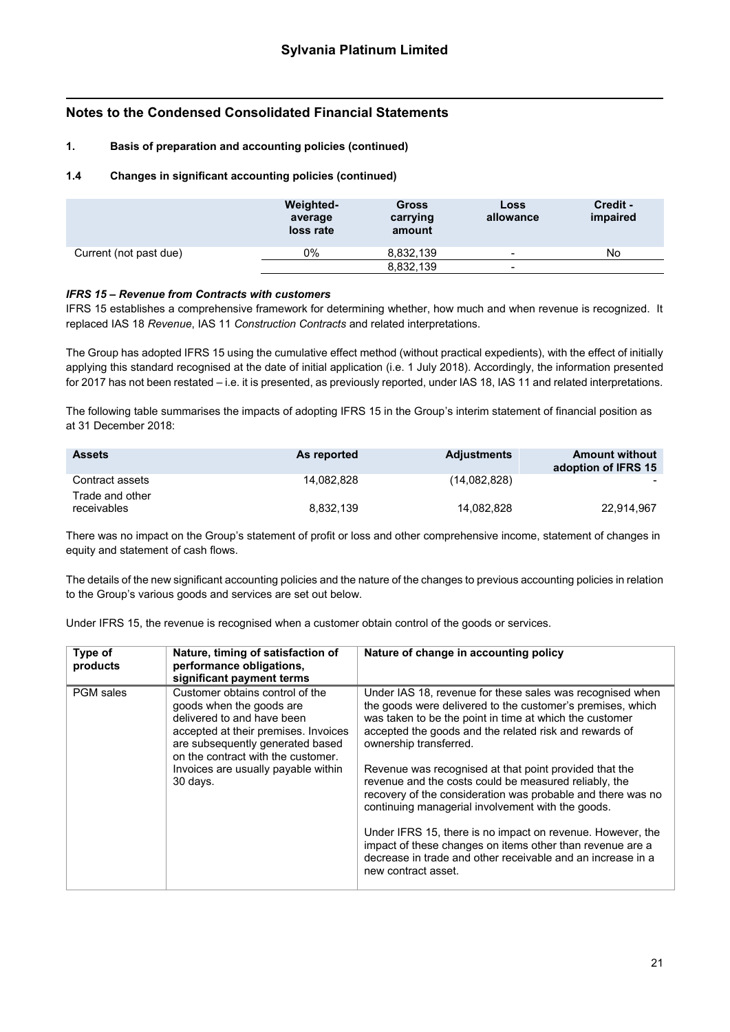## Notes to the Condensed Consolidated Financial Statements

### 1. Basis of preparation and accounting policies (continued)

### 1.4 Changes in significant accounting policies (continued)

| | Weighted-average loss rate | Gross carrying amount | Loss allowance | Credit - impaired |
|---|---|---|---|---|
| Current (not past due) | 0% | 8,832,139 | - | No |
| | | 8,832,139 | - | |

***IFRS 15 – Revenue from Contracts with customers***

IFRS 15 establishes a comprehensive framework for determining whether, how much and when revenue is recognized. It replaced IAS 18 *Revenue*, IAS 11 *Construction Contracts* and related interpretations.

The Group has adopted IFRS 15 using the cumulative effect method (without practical expedients), with the effect of initially applying this standard recognised at the date of initial application (i.e. 1 July 2018). Accordingly, the information presented for 2017 has not been restated – i.e. it is presented, as previously reported, under IAS 18, IAS 11 and related interpretations.

The following table summarises the impacts of adopting IFRS 15 in the Group's interim statement of financial position as at 31 December 2018:

| Assets | As reported | Adjustments | Amount without adoption of IFRS 15 |
|---|---|---|---|
| Contract assets | 14,082,828 | (14,082,828) | - |
| Trade and other receivables | 8,832,139 | 14,082,828 | 22,914,967 |

There was no impact on the Group's statement of profit or loss and other comprehensive income, statement of changes in equity and statement of cash flows.

The details of the new significant accounting policies and the nature of the changes to previous accounting policies in relation to the Group's various goods and services are set out below.

Under IFRS 15, the revenue is recognised when a customer obtain control of the goods or services.

| Type of products | Nature, timing of satisfaction of performance obligations, significant payment terms | Nature of change in accounting policy |
|---|---|---|
| PGM sales | Customer obtains control of the goods when the goods are delivered to and have been accepted at their premises. Invoices are subsequently generated based on the contract with the customer. Invoices are usually payable within 30 days. | Under IAS 18, revenue for these sales was recognised when the goods were delivered to the customer's premises, which was taken to be the point in time at which the customer accepted the goods and the related risk and rewards of ownership transferred.<br><br>Revenue was recognised at that point provided that the revenue and the costs could be measured reliably, the recovery of the consideration was probable and there was no continuing managerial involvement with the goods.<br><br>Under IFRS 15, there is no impact on revenue. However, the impact of these changes on items other than revenue are a decrease in trade and other receivable and an increase in a new contract asset. |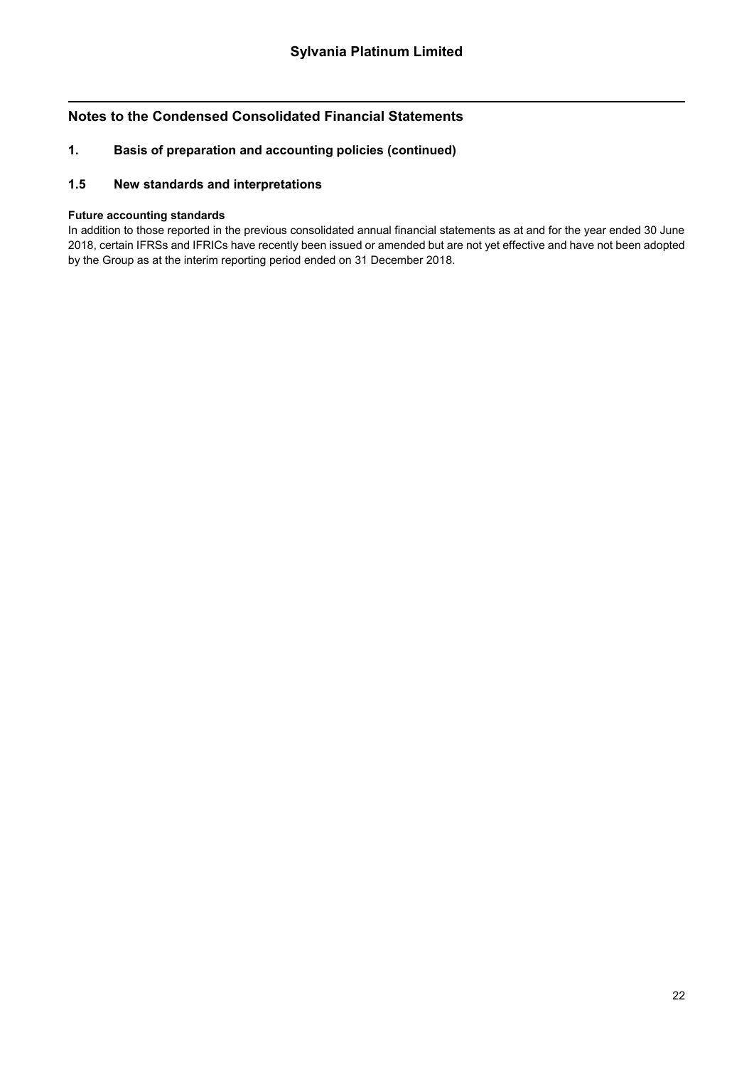## Notes to the Condensed Consolidated Financial Statements

### 1. Basis of preparation and accounting policies (continued)

### 1.5 New standards and interpretations

**Future accounting standards**

In addition to those reported in the previous consolidated annual financial statements as at and for the year ended 30 June 2018, certain IFRSs and IFRICs have recently been issued or amended but are not yet effective and have not been adopted by the Group as at the interim reporting period ended on 31 December 2018.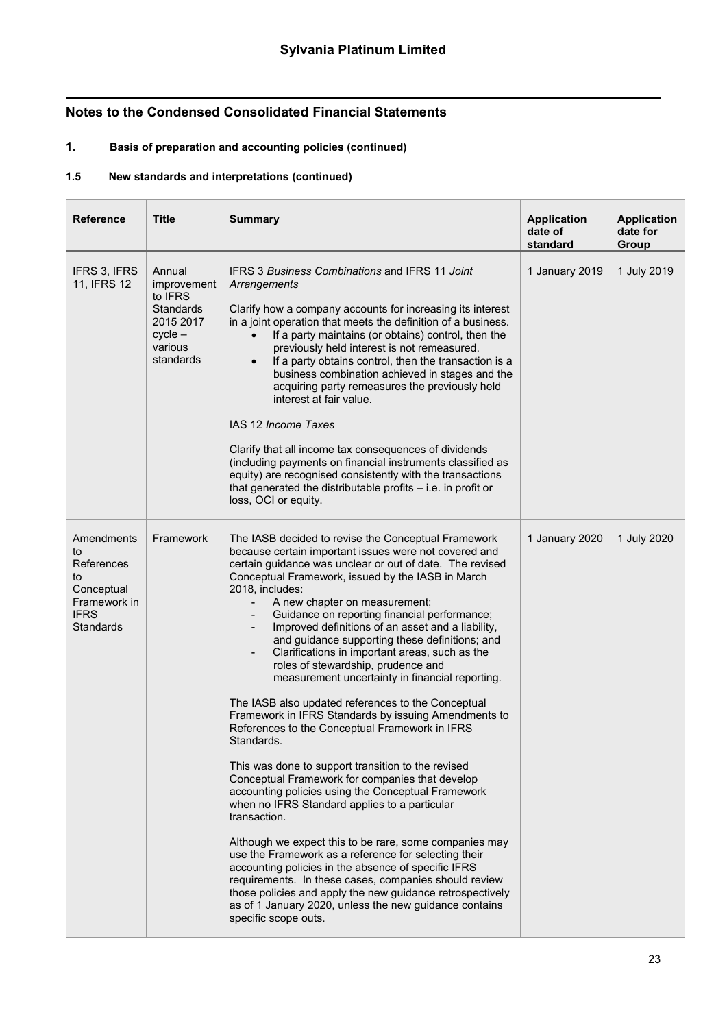## Notes to the Condensed Consolidated Financial Statements

### 1. Basis of preparation and accounting policies (continued)

### 1.5 New standards and interpretations (continued)

| Reference | Title | Summary | Application date of standard | Application date for Group |
|---|---|---|---|---|
| IFRS 3, IFRS 11, IFRS 12 | Annual improvement to IFRS Standards 2015 2017 cycle – various standards | IFRS 3 *Business Combinations* and IFRS 11 *Joint Arrangements*<br><br>Clarify how a company accounts for increasing its interest in a joint operation that meets the definition of a business.<br>• If a party maintains (or obtains) control, then the previously held interest is not remeasured.<br>• If a party obtains control, then the transaction is a business combination achieved in stages and the acquiring party remeasures the previously held interest at fair value.<br><br>IAS 12 *Income Taxes*<br><br>Clarify that all income tax consequences of dividends (including payments on financial instruments classified as equity) are recognised consistently with the transactions that generated the distributable profits – i.e. in profit or loss, OCI or equity. | 1 January 2019 | 1 July 2019 |
| Amendments to References to Conceptual Framework in IFRS Standards | Framework | The IASB decided to revise the Conceptual Framework because certain important issues were not covered and certain guidance was unclear or out of date. The revised Conceptual Framework, issued by the IASB in March 2018, includes:<br>- A new chapter on measurement;<br>- Guidance on reporting financial performance;<br>- Improved definitions of an asset and a liability, and guidance supporting these definitions; and<br>- Clarifications in important areas, such as the roles of stewardship, prudence and measurement uncertainty in financial reporting.<br><br>The IASB also updated references to the Conceptual Framework in IFRS Standards by issuing Amendments to References to the Conceptual Framework in IFRS Standards.<br><br>This was done to support transition to the revised Conceptual Framework for companies that develop accounting policies using the Conceptual Framework when no IFRS Standard applies to a particular transaction.<br><br>Although we expect this to be rare, some companies may use the Framework as a reference for selecting their accounting policies in the absence of specific IFRS requirements. In these cases, companies should review those policies and apply the new guidance retrospectively as of 1 January 2020, unless the new guidance contains specific scope outs. | 1 January 2020 | 1 July 2020 |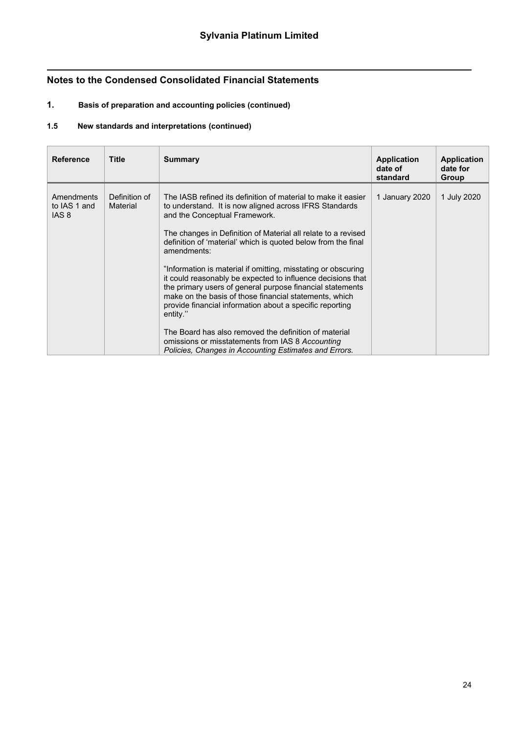## Notes to the Condensed Consolidated Financial Statements

### 1. Basis of preparation and accounting policies (continued)

### 1.5 New standards and interpretations (continued)

| Reference | Title | Summary | Application date of standard | Application date for Group |
|---|---|---|---|---|
| Amendments to IAS 1 and IAS 8 | Definition of Material | The IASB refined its definition of material to make it easier to understand. It is now aligned across IFRS Standards and the Conceptual Framework.<br><br>The changes in Definition of Material all relate to a revised definition of 'material' which is quoted below from the final amendments:<br><br>"Information is material if omitting, misstating or obscuring it could reasonably be expected to influence decisions that the primary users of general purpose financial statements make on the basis of those financial statements, which provide financial information about a specific reporting entity.''<br><br>The Board has also removed the definition of material omissions or misstatements from IAS 8 *Accounting Policies, Changes in Accounting Estimates and Errors.* | 1 January 2020 | 1 July 2020 |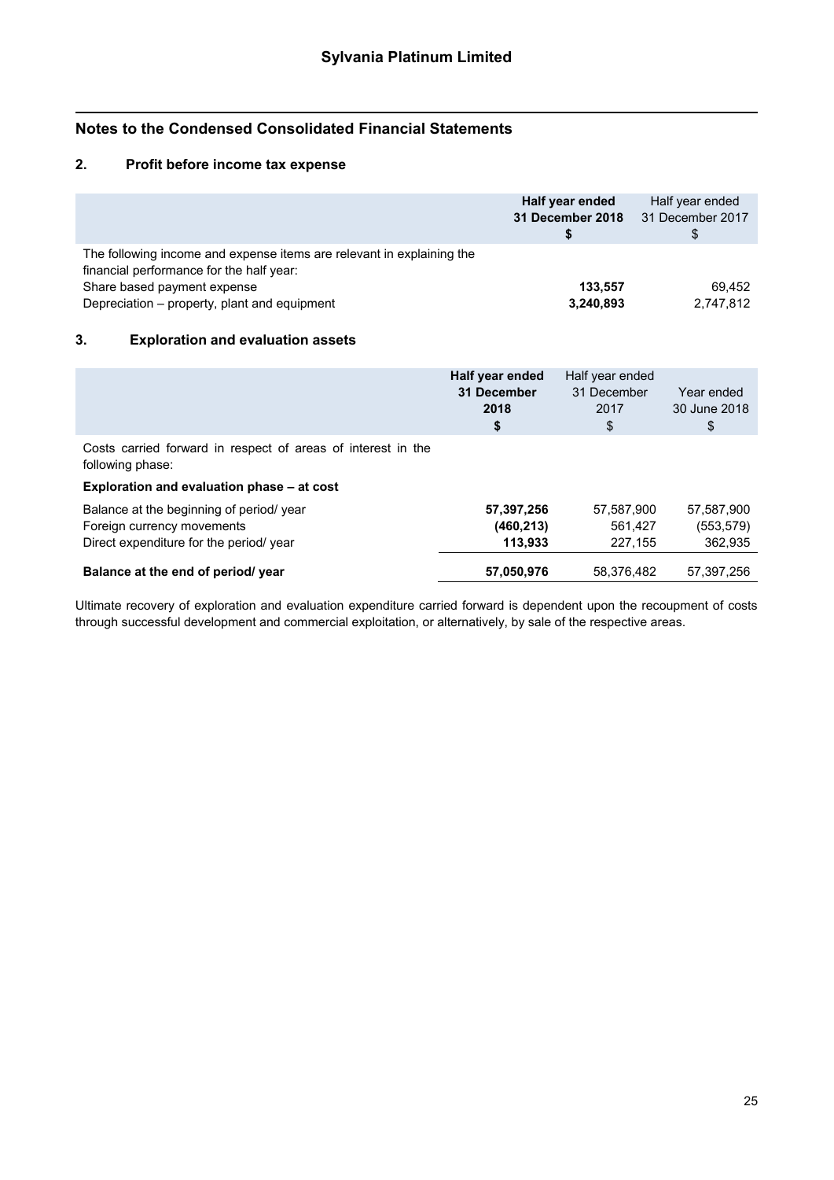# Sylvania Platinum Limited

## Notes to the Condensed Consolidated Financial Statements

### 2. Profit before income tax expense

| | **Half year ended 31 December 2018 $** | Half year ended 31 December 2017 $ |
|---|---|---|
| The following income and expense items are relevant in explaining the financial performance for the half year: | | |
| Share based payment expense | **133,557** | 69,452 |
| Depreciation – property, plant and equipment | **3,240,893** | 2,747,812 |

### 3. Exploration and evaluation assets

| | **Half year ended 31 December 2018 $** | Half year ended 31 December 2017 $ | Year ended 30 June 2018 $ |
|---|---|---|---|
| Costs carried forward in respect of areas of interest in the following phase: | | | |
| **Exploration and evaluation phase – at cost** | | | |
| Balance at the beginning of period/ year | **57,397,256** | 57,587,900 | 57,587,900 |
| Foreign currency movements | **(460,213)** | 561,427 | (553,579) |
| Direct expenditure for the period/ year | **113,933** | 227,155 | 362,935 |
| **Balance at the end of period/ year** | **57,050,976** | 58,376,482 | 57,397,256 |

Ultimate recovery of exploration and evaluation expenditure carried forward is dependent upon the recoupment of costs through successful development and commercial exploitation, or alternatively, by sale of the respective areas.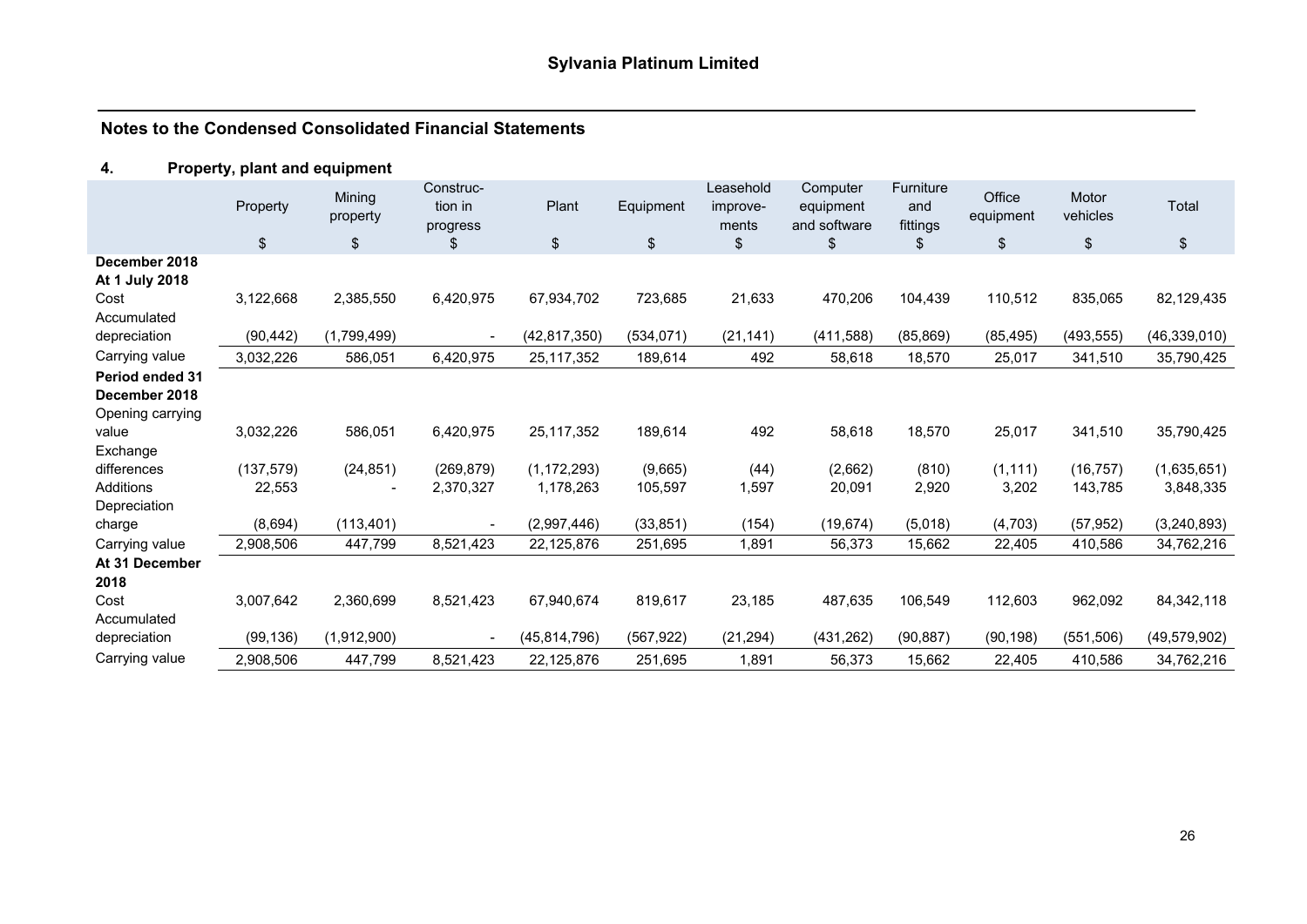# Sylvania Platinum Limited

## Notes to the Condensed Consolidated Financial Statements

### 4. Property, plant and equipment

| | Property | Mining property | Construction in progress | Plant | Equipment | Leasehold improvements | Computer equipment and software | Furniture and fittings | Office equipment | Motor vehicles | Total |
|---|---|---|---|---|---|---|---|---|---|---|---|
| | $ | $ | $ | $ | $ | $ | $ | $ | $ | $ | $ |
| **December 2018** | | | | | | | | | | | |
| **At 1 July 2018** | | | | | | | | | | | |
| Cost | 3,122,668 | 2,385,550 | 6,420,975 | 67,934,702 | 723,685 | 21,633 | 470,206 | 104,439 | 110,512 | 835,065 | 82,129,435 |
| Accumulated depreciation | (90,442) | (1,799,499) | - | (42,817,350) | (534,071) | (21,141) | (411,588) | (85,869) | (85,495) | (493,555) | (46,339,010) |
| Carrying value | 3,032,226 | 586,051 | 6,420,975 | 25,117,352 | 189,614 | 492 | 58,618 | 18,570 | 25,017 | 341,510 | 35,790,425 |
| **Period ended 31 December 2018** | | | | | | | | | | | |
| Opening carrying value | 3,032,226 | 586,051 | 6,420,975 | 25,117,352 | 189,614 | 492 | 58,618 | 18,570 | 25,017 | 341,510 | 35,790,425 |
| Exchange differences | (137,579) | (24,851) | (269,879) | (1,172,293) | (9,665) | (44) | (2,662) | (810) | (1,111) | (16,757) | (1,635,651) |
| Additions | 22,553 | - | 2,370,327 | 1,178,263 | 105,597 | 1,597 | 20,091 | 2,920 | 3,202 | 143,785 | 3,848,335 |
| Depreciation charge | (8,694) | (113,401) | - | (2,997,446) | (33,851) | (154) | (19,674) | (5,018) | (4,703) | (57,952) | (3,240,893) |
| Carrying value | 2,908,506 | 447,799 | 8,521,423 | 22,125,876 | 251,695 | 1,891 | 56,373 | 15,662 | 22,405 | 410,586 | 34,762,216 |
| **At 31 December 2018** | | | | | | | | | | | |
| Cost | 3,007,642 | 2,360,699 | 8,521,423 | 67,940,674 | 819,617 | 23,185 | 487,635 | 106,549 | 112,603 | 962,092 | 84,342,118 |
| Accumulated depreciation | (99,136) | (1,912,900) | - | (45,814,796) | (567,922) | (21,294) | (431,262) | (90,887) | (90,198) | (551,506) | (49,579,902) |
| Carrying value | 2,908,506 | 447,799 | 8,521,423 | 22,125,876 | 251,695 | 1,891 | 56,373 | 15,662 | 22,405 | 410,586 | 34,762,216 |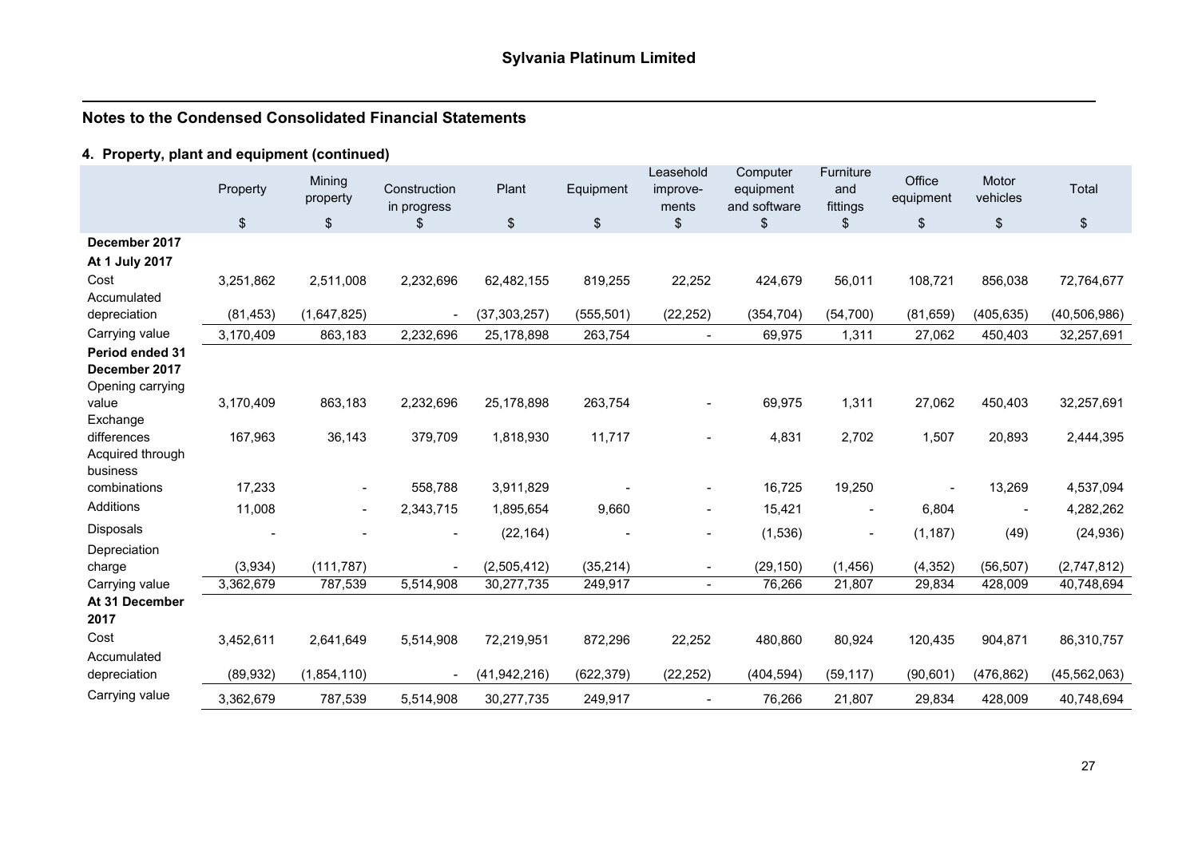## Notes to the Condensed Consolidated Financial Statements

### 4. Property, plant and equipment (continued)

| | Property | Mining property | Construction in progress | Plant | Equipment | Leasehold improve-ments | Computer equipment and software | Furniture and fittings | Office equipment | Motor vehicles | Total |
|---|---|---|---|---|---|---|---|---|---|---|---|
| | $ | $ | $ | $ | $ | $ | $ | $ | $ | $ | $ |
| **December 2017** | | | | | | | | | | | |
| **At 1 July 2017** | | | | | | | | | | | |
| Cost | 3,251,862 | 2,511,008 | 2,232,696 | 62,482,155 | 819,255 | 22,252 | 424,679 | 56,011 | 108,721 | 856,038 | 72,764,677 |
| Accumulated depreciation | (81,453) | (1,647,825) | - | (37,303,257) | (555,501) | (22,252) | (354,704) | (54,700) | (81,659) | (405,635) | (40,506,986) |
| Carrying value | 3,170,409 | 863,183 | 2,232,696 | 25,178,898 | 263,754 | - | 69,975 | 1,311 | 27,062 | 450,403 | 32,257,691 |
| **Period ended 31 December 2017** | | | | | | | | | | | |
| Opening carrying value | 3,170,409 | 863,183 | 2,232,696 | 25,178,898 | 263,754 | - | 69,975 | 1,311 | 27,062 | 450,403 | 32,257,691 |
| Exchange differences | 167,963 | 36,143 | 379,709 | 1,818,930 | 11,717 | - | 4,831 | 2,702 | 1,507 | 20,893 | 2,444,395 |
| Acquired through business combinations | 17,233 | - | 558,788 | 3,911,829 | - | - | 16,725 | 19,250 | - | 13,269 | 4,537,094 |
| Additions | 11,008 | - | 2,343,715 | 1,895,654 | 9,660 | - | 15,421 | - | 6,804 | - | 4,282,262 |
| Disposals | - | - | - | (22,164) | - | - | (1,536) | - | (1,187) | (49) | (24,936) |
| Depreciation charge | (3,934) | (111,787) | - | (2,505,412) | (35,214) | - | (29,150) | (1,456) | (4,352) | (56,507) | (2,747,812) |
| Carrying value | 3,362,679 | 787,539 | 5,514,908 | 30,277,735 | 249,917 | - | 76,266 | 21,807 | 29,834 | 428,009 | 40,748,694 |
| **At 31 December 2017** | | | | | | | | | | | |
| Cost | 3,452,611 | 2,641,649 | 5,514,908 | 72,219,951 | 872,296 | 22,252 | 480,860 | 80,924 | 120,435 | 904,871 | 86,310,757 |
| Accumulated depreciation | (89,932) | (1,854,110) | - | (41,942,216) | (622,379) | (22,252) | (404,594) | (59,117) | (90,601) | (476,862) | (45,562,063) |
| Carrying value | 3,362,679 | 787,539 | 5,514,908 | 30,277,735 | 249,917 | - | 76,266 | 21,807 | 29,834 | 428,009 | 40,748,694 |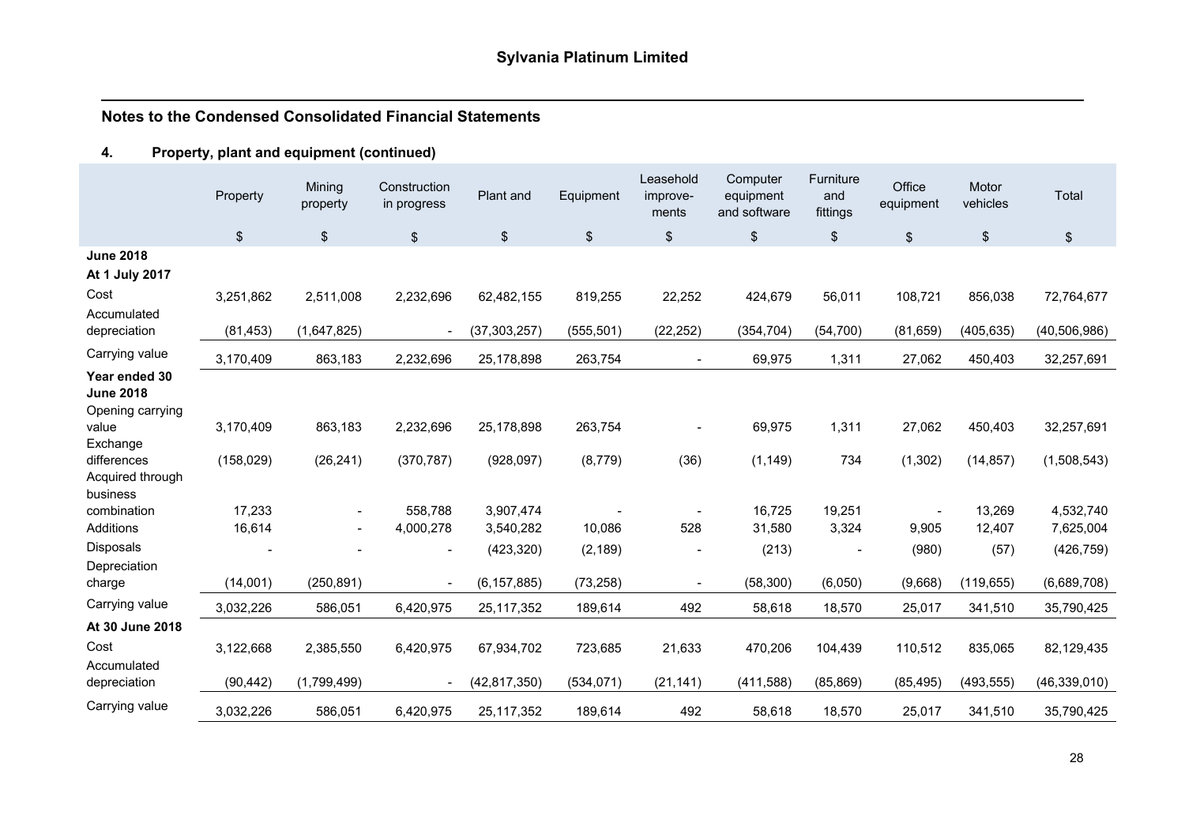## Notes to the Condensed Consolidated Financial Statements

### 4. Property, plant and equipment (continued)

| | Property | Mining property | Construction in progress | Plant and | Equipment | Leasehold improve-ments | Computer equipment and software | Furniture and fittings | Office equipment | Motor vehicles | Total |
|---|---|---|---|---|---|---|---|---|---|---|---|
| | $ | $ | $ | $ | $ | $ | $ | $ | $ | $ | $ |
| **June 2018** | | | | | | | | | | | |
| **At 1 July 2017** | | | | | | | | | | | |
| Cost | 3,251,862 | 2,511,008 | 2,232,696 | 62,482,155 | 819,255 | 22,252 | 424,679 | 56,011 | 108,721 | 856,038 | 72,764,677 |
| Accumulated depreciation | (81,453) | (1,647,825) | - | (37,303,257) | (555,501) | (22,252) | (354,704) | (54,700) | (81,659) | (405,635) | (40,506,986) |
| Carrying value | 3,170,409 | 863,183 | 2,232,696 | 25,178,898 | 263,754 | - | 69,975 | 1,311 | 27,062 | 450,403 | 32,257,691 |
| **Year ended 30 June 2018** | | | | | | | | | | | |
| Opening carrying value | 3,170,409 | 863,183 | 2,232,696 | 25,178,898 | 263,754 | - | 69,975 | 1,311 | 27,062 | 450,403 | 32,257,691 |
| Exchange differences | (158,029) | (26,241) | (370,787) | (928,097) | (8,779) | (36) | (1,149) | 734 | (1,302) | (14,857) | (1,508,543) |
| Acquired through business combination | 17,233 | - | 558,788 | 3,907,474 | - | - | 16,725 | 19,251 | - | 13,269 | 4,532,740 |
| Additions | 16,614 | - | 4,000,278 | 3,540,282 | 10,086 | 528 | 31,580 | 3,324 | 9,905 | 12,407 | 7,625,004 |
| Disposals | - | - | - | (423,320) | (2,189) | - | (213) | - | (980) | (57) | (426,759) |
| Depreciation charge | (14,001) | (250,891) | - | (6,157,885) | (73,258) | - | (58,300) | (6,050) | (9,668) | (119,655) | (6,689,708) |
| Carrying value | 3,032,226 | 586,051 | 6,420,975 | 25,117,352 | 189,614 | 492 | 58,618 | 18,570 | 25,017 | 341,510 | 35,790,425 |
| **At 30 June 2018** | | | | | | | | | | | |
| Cost | 3,122,668 | 2,385,550 | 6,420,975 | 67,934,702 | 723,685 | 21,633 | 470,206 | 104,439 | 110,512 | 835,065 | 82,129,435 |
| Accumulated depreciation | (90,442) | (1,799,499) | - | (42,817,350) | (534,071) | (21,141) | (411,588) | (85,869) | (85,495) | (493,555) | (46,339,010) |
| Carrying value | 3,032,226 | 586,051 | 6,420,975 | 25,117,352 | 189,614 | 492 | 58,618 | 18,570 | 25,017 | 341,510 | 35,790,425 |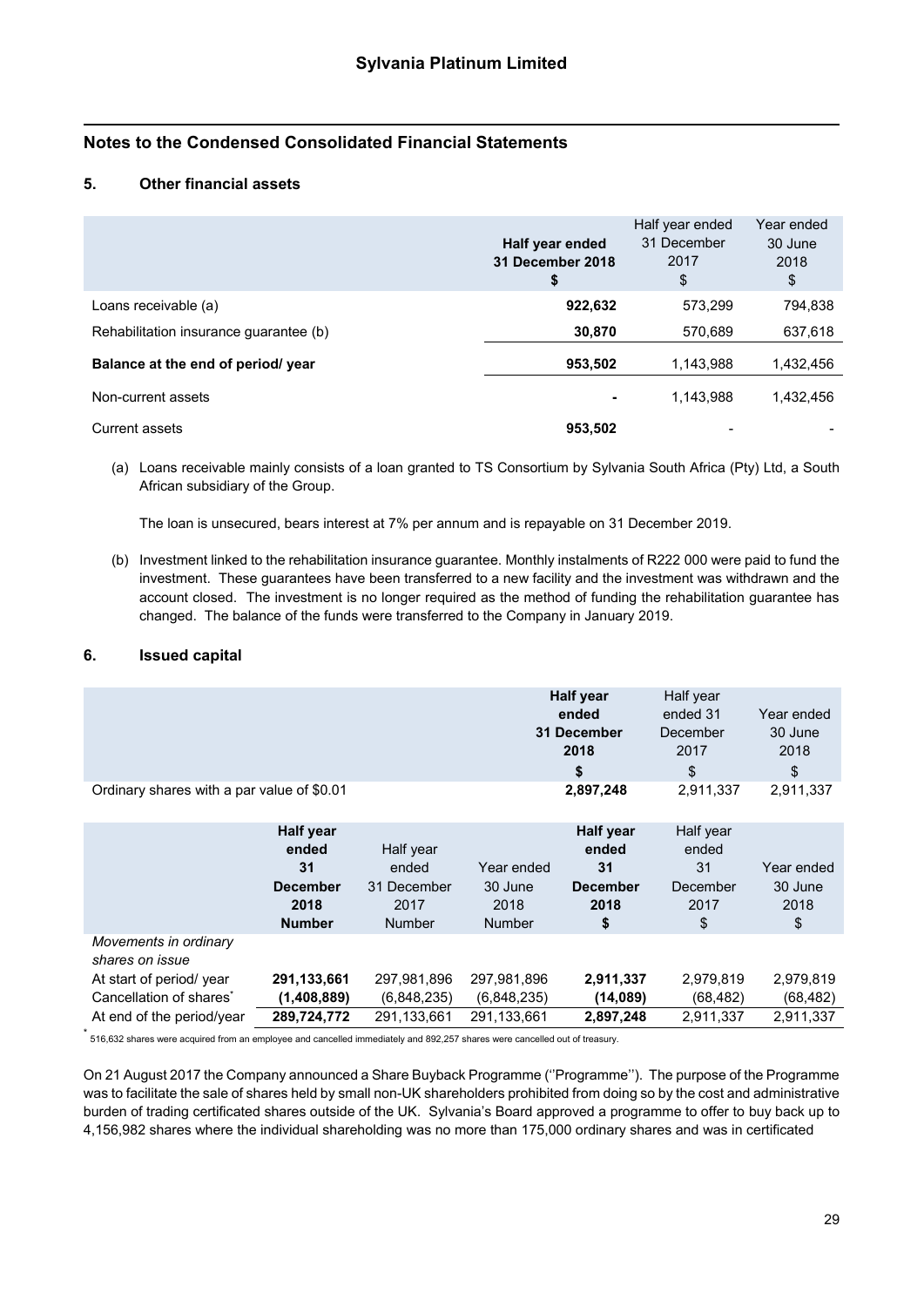Sylvania Platinum Limited

## Notes to the Condensed Consolidated Financial Statements

### 5. Other financial assets

| | Half year ended 31 December 2018 $ | Half year ended 31 December 2017 $ | Year ended 30 June 2018 $ |
|---|---|---|---|
| Loans receivable (a) | **922,632** | 573,299 | 794,838 |
| Rehabilitation insurance guarantee (b) | **30,870** | 570,689 | 637,618 |
| **Balance at the end of period/ year** | **953,502** | 1,143,988 | 1,432,456 |
| Non-current assets | **-** | 1,143,988 | 1,432,456 |
| Current assets | **953,502** | - | - |

(a) Loans receivable mainly consists of a loan granted to TS Consortium by Sylvania South Africa (Pty) Ltd, a South African subsidiary of the Group.

The loan is unsecured, bears interest at 7% per annum and is repayable on 31 December 2019.

(b) Investment linked to the rehabilitation insurance guarantee. Monthly instalments of R222 000 were paid to fund the investment. These guarantees have been transferred to a new facility and the investment was withdrawn and the account closed. The investment is no longer required as the method of funding the rehabilitation guarantee has changed. The balance of the funds were transferred to the Company in January 2019.

### 6. Issued capital

| | Half year ended 31 December 2018 $ | Half year ended 31 December 2017 $ | Year ended 30 June 2018 $ |
|---|---|---|---|
| Ordinary shares with a par value of $0.01 | **2,897,248** | 2,911,337 | 2,911,337 |

| | Half year ended 31 December 2018 Number | Half year ended 31 December 2017 Number | Year ended 30 June 2018 Number | Half year ended 31 December 2018 $ | Half year ended 31 December 2017 $ | Year ended 30 June 2018 $ |
|---|---|---|---|---|---|---|
| *Movements in ordinary shares on issue* | | | | | | |
| At start of period/ year | **291,133,661** | 297,981,896 | 297,981,896 | **2,911,337** | 2,979,819 | 2,979,819 |
| Cancellation of shares* | **(1,408,889)** | (6,848,235) | (6,848,235) | **(14,089)** | (68,482) | (68,482) |
| At end of the period/year | **289,724,772** | 291,133,661 | 291,133,661 | **2,897,248** | 2,911,337 | 2,911,337 |

* 516,632 shares were acquired from an employee and cancelled immediately and 892,257 shares were cancelled out of treasury.

On 21 August 2017 the Company announced a Share Buyback Programme (''Programme''). The purpose of the Programme was to facilitate the sale of shares held by small non-UK shareholders prohibited from doing so by the cost and administrative burden of trading certificated shares outside of the UK. Sylvania's Board approved a programme to offer to buy back up to 4,156,982 shares where the individual shareholding was no more than 175,000 ordinary shares and was in certificated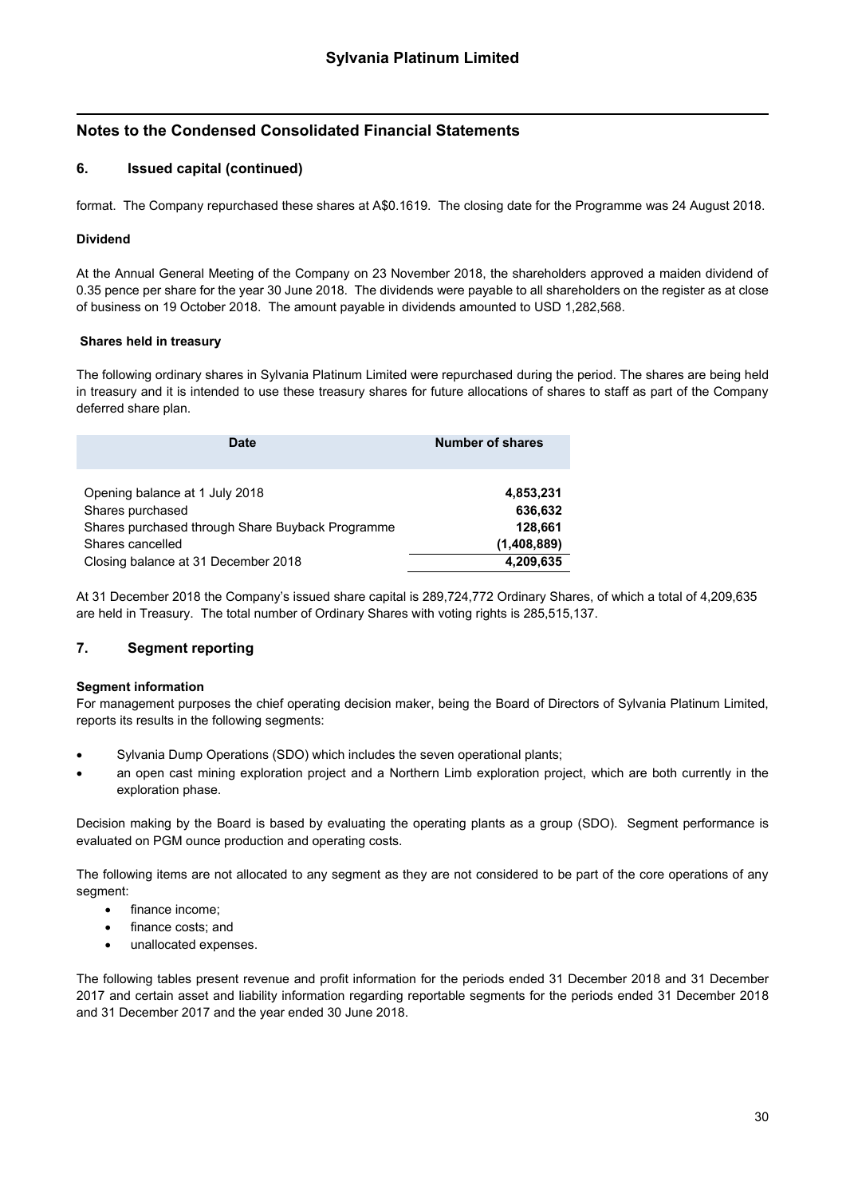## 6. Issued capital (continued)

format. The Company repurchased these shares at A$0.1619. The closing date for the Programme was 24 August 2018.

**Dividend**

At the Annual General Meeting of the Company on 23 November 2018, the shareholders approved a maiden dividend of 0.35 pence per share for the year 30 June 2018. The dividends were payable to all shareholders on the register as at close of business on 19 October 2018. The amount payable in dividends amounted to USD 1,282,568.

**Shares held in treasury**

The following ordinary shares in Sylvania Platinum Limited were repurchased during the period. The shares are being held in treasury and it is intended to use these treasury shares for future allocations of shares to staff as part of the Company deferred share plan.

| Date | Number of shares |
|---|---|
| Opening balance at 1 July 2018 | **4,853,231** |
| Shares purchased | **636,632** |
| Shares purchased through Share Buyback Programme | **128,661** |
| Shares cancelled | **(1,408,889)** |
| Closing balance at 31 December 2018 | **4,209,635** |

At 31 December 2018 the Company's issued share capital is 289,724,772 Ordinary Shares, of which a total of 4,209,635 are held in Treasury. The total number of Ordinary Shares with voting rights is 285,515,137.

## 7. Segment reporting

**Segment information**

For management purposes the chief operating decision maker, being the Board of Directors of Sylvania Platinum Limited, reports its results in the following segments:

- Sylvania Dump Operations (SDO) which includes the seven operational plants;
- an open cast mining exploration project and a Northern Limb exploration project, which are both currently in the exploration phase.

Decision making by the Board is based by evaluating the operating plants as a group (SDO). Segment performance is evaluated on PGM ounce production and operating costs.

The following items are not allocated to any segment as they are not considered to be part of the core operations of any segment:

- finance income;
- finance costs; and
- unallocated expenses.

The following tables present revenue and profit information for the periods ended 31 December 2018 and 31 December 2017 and certain asset and liability information regarding reportable segments for the periods ended 31 December 2018 and 31 December 2017 and the year ended 30 June 2018.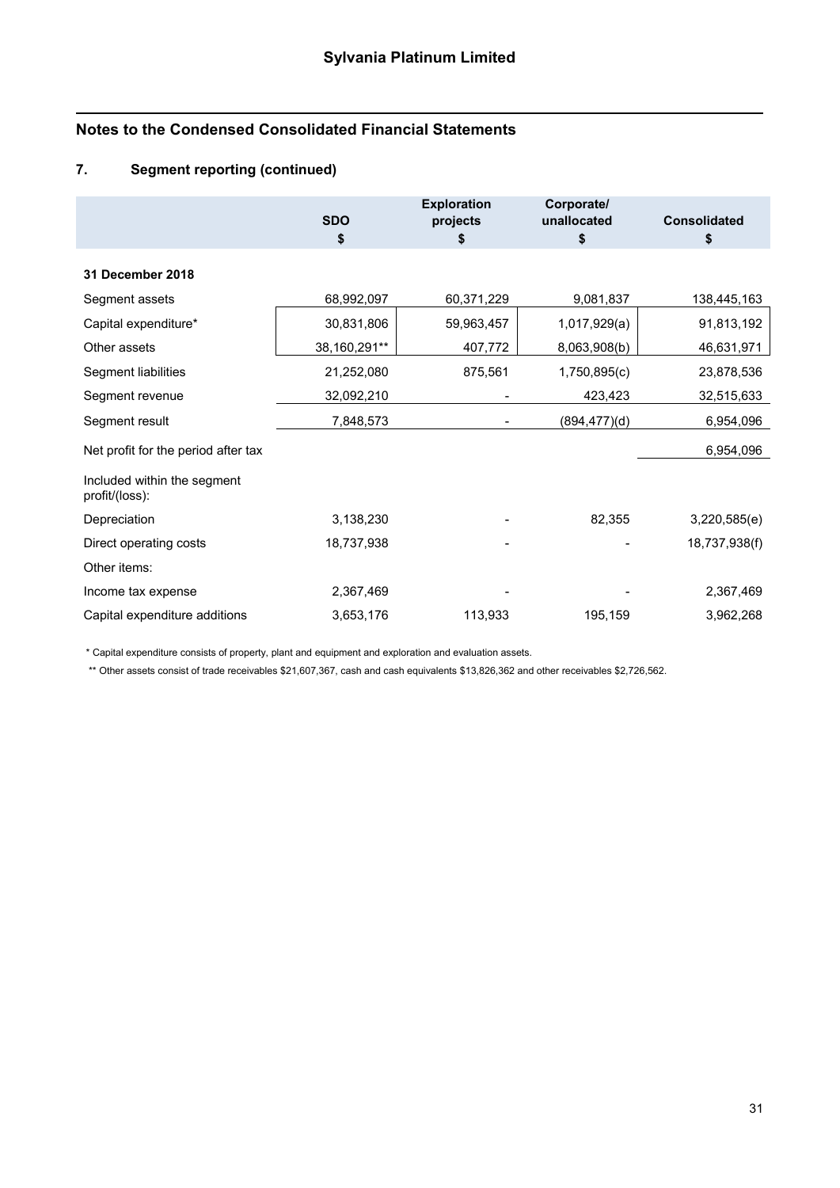# Sylvania Platinum Limited

## Notes to the Condensed Consolidated Financial Statements

### 7. Segment reporting (continued)

| | SDO<br>$ | Exploration projects<br>$ | Corporate/ unallocated<br>$ | Consolidated<br>$ |
|---|---|---|---|---|
| **31 December 2018** | | | | |
| Segment assets | 68,992,097 | 60,371,229 | 9,081,837 | 138,445,163 |
| Capital expenditure* | 30,831,806 | 59,963,457 | 1,017,929(a) | 91,813,192 |
| Other assets | 38,160,291** | 407,772 | 8,063,908(b) | 46,631,971 |
| Segment liabilities | 21,252,080 | 875,561 | 1,750,895(c) | 23,878,536 |
| Segment revenue | 32,092,210 | - | 423,423 | 32,515,633 |
| Segment result | 7,848,573 | - | (894,477)(d) | 6,954,096 |
| Net profit for the period after tax | | | | 6,954,096 |
| Included within the segment profit/(loss): | | | | |
| Depreciation | 3,138,230 | - | 82,355 | 3,220,585(e) |
| Direct operating costs | 18,737,938 | - | - | 18,737,938(f) |
| Other items: | | | | |
| Income tax expense | 2,367,469 | - | - | 2,367,469 |
| Capital expenditure additions | 3,653,176 | 113,933 | 195,159 | 3,962,268 |

* Capital expenditure consists of property, plant and equipment and exploration and evaluation assets.

** Other assets consist of trade receivables $21,607,367, cash and cash equivalents $13,826,362 and other receivables $2,726,562.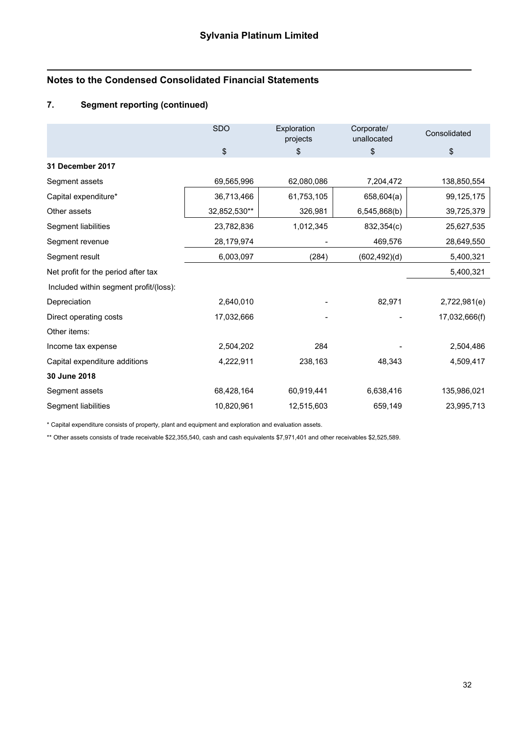## Sylvania Platinum Limited

## Notes to the Condensed Consolidated Financial Statements

### 7. Segment reporting (continued)

| | SDO | Exploration projects | Corporate/ unallocated | Consolidated |
|---|---|---|---|---|
| | $ | $ | $ | $ |
| **31 December 2017** | | | | |
| Segment assets | 69,565,996 | 62,080,086 | 7,204,472 | 138,850,554 |
| Capital expenditure* | 36,713,466 | 61,753,105 | 658,604(a) | 99,125,175 |
| Other assets | 32,852,530** | 326,981 | 6,545,868(b) | 39,725,379 |
| Segment liabilities | 23,782,836 | 1,012,345 | 832,354(c) | 25,627,535 |
| Segment revenue | 28,179,974 | - | 469,576 | 28,649,550 |
| Segment result | 6,003,097 | (284) | (602,492)(d) | 5,400,321 |
| Net profit for the period after tax | | | | 5,400,321 |
| Included within segment profit/(loss): | | | | |
| Depreciation | 2,640,010 | - | 82,971 | 2,722,981(e) |
| Direct operating costs | 17,032,666 | - | - | 17,032,666(f) |
| Other items: | | | | |
| Income tax expense | 2,504,202 | 284 | - | 2,504,486 |
| Capital expenditure additions | 4,222,911 | 238,163 | 48,343 | 4,509,417 |
| **30 June 2018** | | | | |
| Segment assets | 68,428,164 | 60,919,441 | 6,638,416 | 135,986,021 |
| Segment liabilities | 10,820,961 | 12,515,603 | 659,149 | 23,995,713 |

* Capital expenditure consists of property, plant and equipment and exploration and evaluation assets.

** Other assets consists of trade receivable $22,355,540, cash and cash equivalents $7,971,401 and other receivables $2,525,589.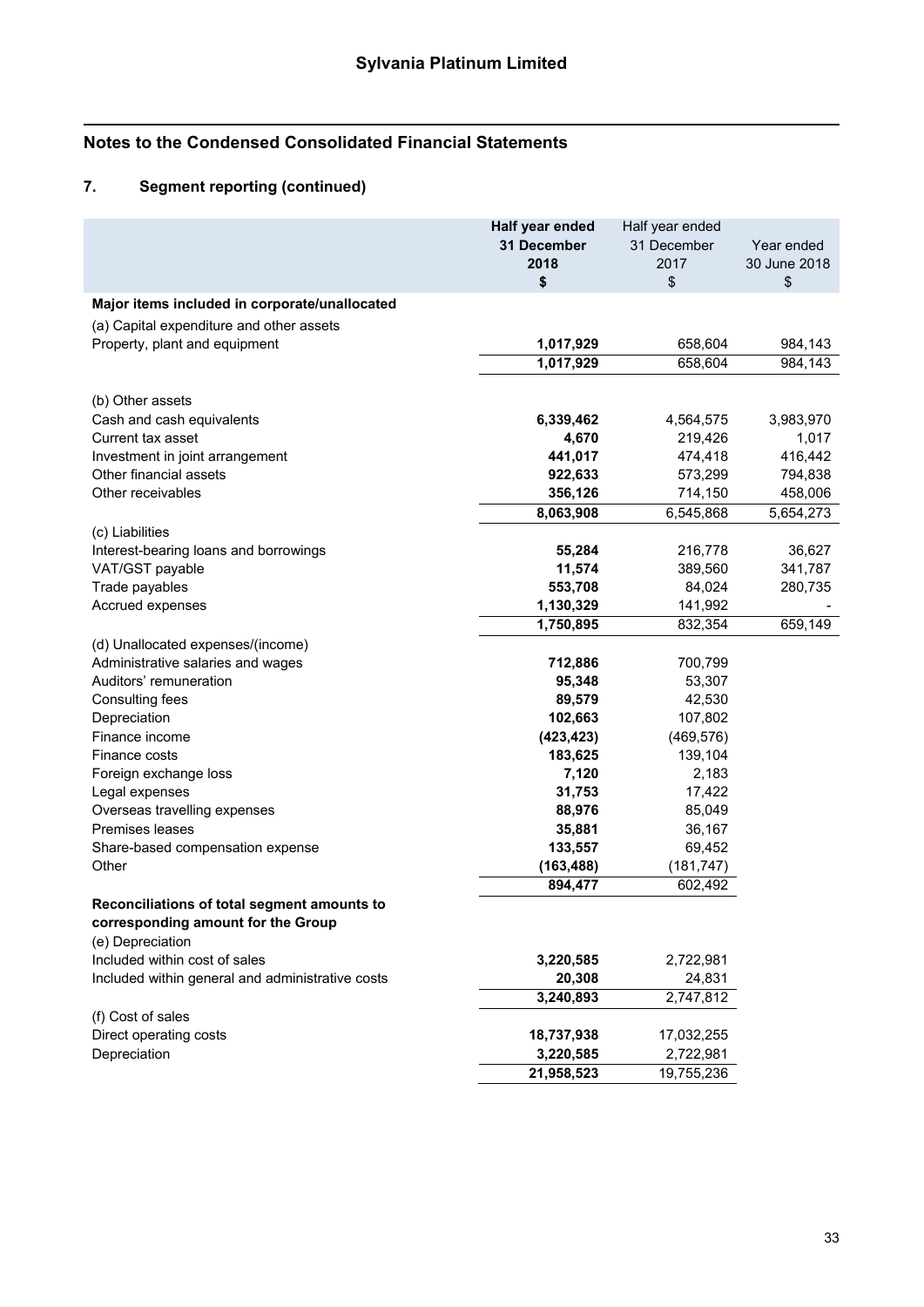## Sylvania Platinum Limited

## Notes to the Condensed Consolidated Financial Statements

### 7. Segment reporting (continued)

| | **Half year ended 31 December 2018 $** | Half year ended 31 December 2017 $ | Year ended 30 June 2018 $ |
|---|---|---|---|
| **Major items included in corporate/unallocated** | | | |
| (a) Capital expenditure and other assets | | | |
| Property, plant and equipment | **1,017,929** | 658,604 | 984,143 |
| | **1,017,929** | 658,604 | 984,143 |
| (b) Other assets | | | |
| Cash and cash equivalents | **6,339,462** | 4,564,575 | 3,983,970 |
| Current tax asset | **4,670** | 219,426 | 1,017 |
| Investment in joint arrangement | **441,017** | 474,418 | 416,442 |
| Other financial assets | **922,633** | 573,299 | 794,838 |
| Other receivables | **356,126** | 714,150 | 458,006 |
| | **8,063,908** | 6,545,868 | 5,654,273 |
| (c) Liabilities | | | |
| Interest-bearing loans and borrowings | **55,284** | 216,778 | 36,627 |
| VAT/GST payable | **11,574** | 389,560 | 341,787 |
| Trade payables | **553,708** | 84,024 | 280,735 |
| Accrued expenses | **1,130,329** | 141,992 | - |
| | **1,750,895** | 832,354 | 659,149 |
| (d) Unallocated expenses/(income) | | | |
| Administrative salaries and wages | **712,886** | 700,799 | |
| Auditors' remuneration | **95,348** | 53,307 | |
| Consulting fees | **89,579** | 42,530 | |
| Depreciation | **102,663** | 107,802 | |
| Finance income | **(423,423)** | (469,576) | |
| Finance costs | **183,625** | 139,104 | |
| Foreign exchange loss | **7,120** | 2,183 | |
| Legal expenses | **31,753** | 17,422 | |
| Overseas travelling expenses | **88,976** | 85,049 | |
| Premises leases | **35,881** | 36,167 | |
| Share-based compensation expense | **133,557** | 69,452 | |
| Other | **(163,488)** | (181,747) | |
| | **894,477** | 602,492 | |
| **Reconciliations of total segment amounts to corresponding amount for the Group** | | | |
| (e) Depreciation | | | |
| Included within cost of sales | **3,220,585** | 2,722,981 | |
| Included within general and administrative costs | **20,308** | 24,831 | |
| | **3,240,893** | 2,747,812 | |
| (f) Cost of sales | | | |
| Direct operating costs | **18,737,938** | 17,032,255 | |
| Depreciation | **3,220,585** | 2,722,981 | |
| | **21,958,523** | 19,755,236 | |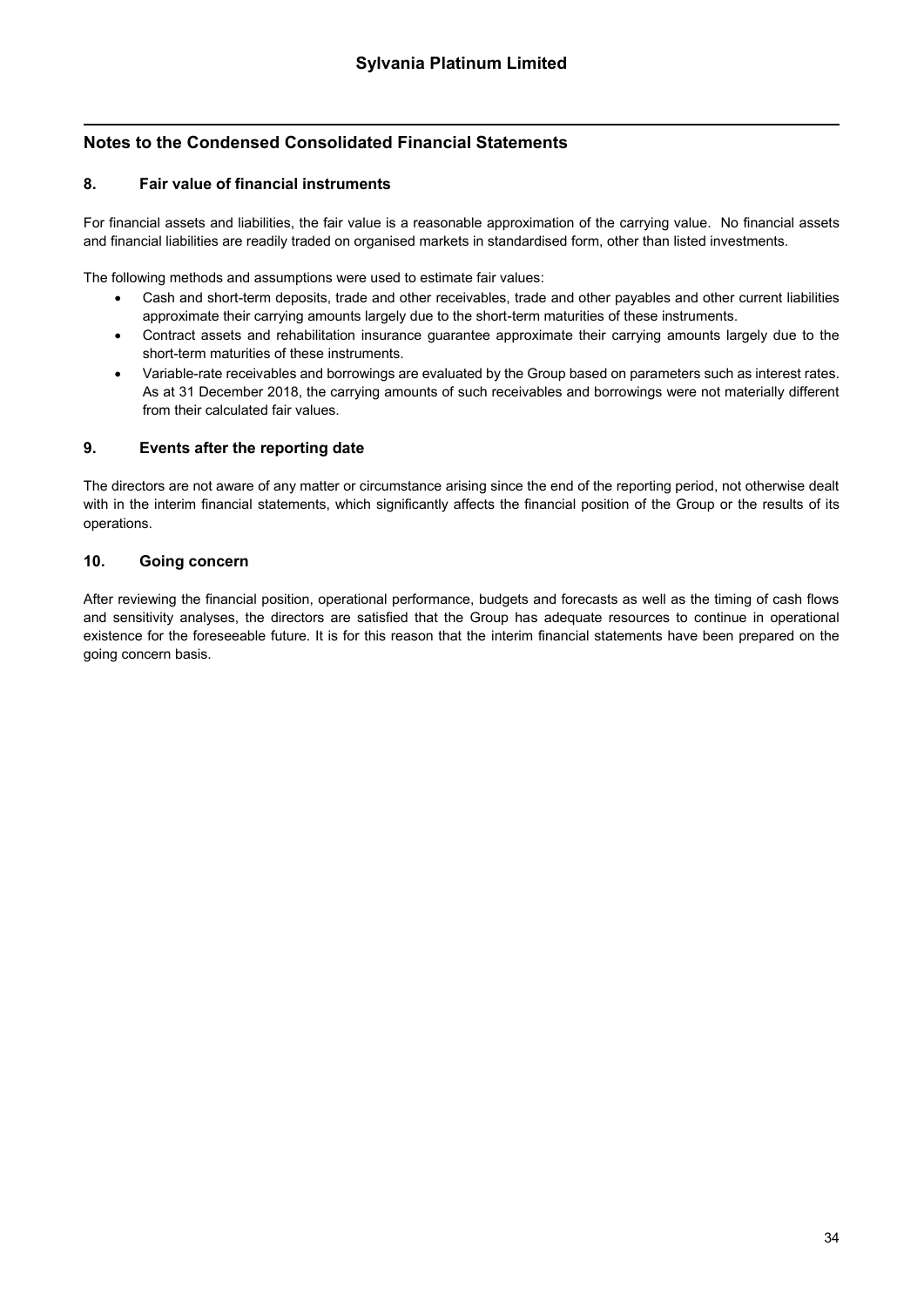# Sylvania Platinum Limited

## Notes to the Condensed Consolidated Financial Statements

### 8. Fair value of financial instruments

For financial assets and liabilities, the fair value is a reasonable approximation of the carrying value. No financial assets and financial liabilities are readily traded on organised markets in standardised form, other than listed investments.

The following methods and assumptions were used to estimate fair values:

- Cash and short-term deposits, trade and other receivables, trade and other payables and other current liabilities approximate their carrying amounts largely due to the short-term maturities of these instruments.
- Contract assets and rehabilitation insurance guarantee approximate their carrying amounts largely due to the short-term maturities of these instruments.
- Variable-rate receivables and borrowings are evaluated by the Group based on parameters such as interest rates. As at 31 December 2018, the carrying amounts of such receivables and borrowings were not materially different from their calculated fair values.

### 9. Events after the reporting date

The directors are not aware of any matter or circumstance arising since the end of the reporting period, not otherwise dealt with in the interim financial statements, which significantly affects the financial position of the Group or the results of its operations.

### 10. Going concern

After reviewing the financial position, operational performance, budgets and forecasts as well as the timing of cash flows and sensitivity analyses, the directors are satisfied that the Group has adequate resources to continue in operational existence for the foreseeable future. It is for this reason that the interim financial statements have been prepared on the going concern basis.